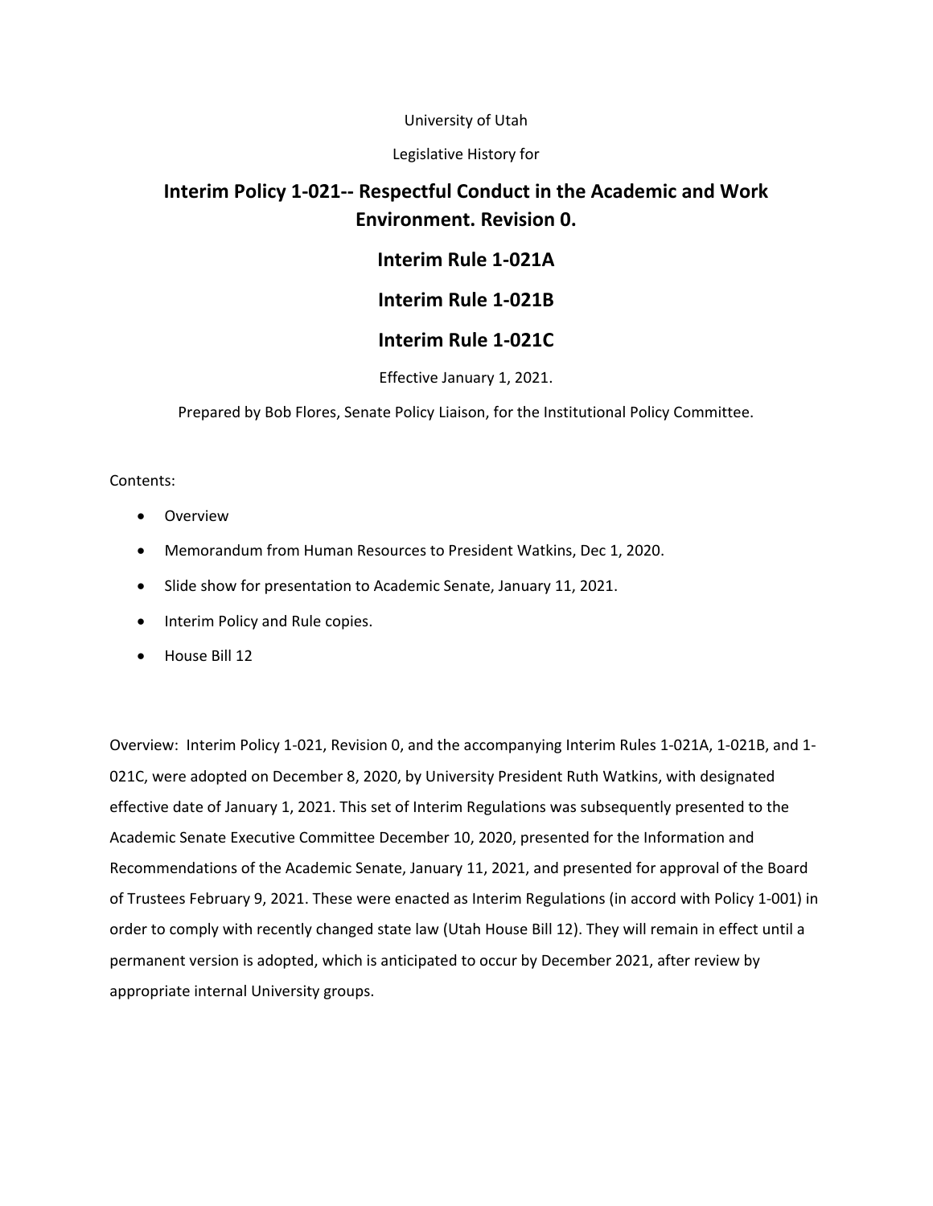University of Utah

Legislative History for

# Interim Policy 1-021-- Respectful Conduct in the Academic and Work Environment. Revision 0.

# Interim Rule 1-021A

# Interim Rule 1-021B

# Interim Rule 1-021C

Effective January 1, 2021.

Prepared by Bob Flores, Senate Policy Liaison, for the Institutional Policy Committee.

Contents:

- Overview
- Memorandum from Human Resources to President Watkins, Dec 1, 2020.
- Slide show for presentation to Academic Senate, January 11, 2021.
- Interim Policy and Rule copies.
- House Bill 12

Overview: Interim Policy 1-021, Revision 0, and the accompanying Interim Rules 1-021A, 1-021B, and 1-021C, were adopted on December 8, 2020, by University President Ruth Watkins, with designated effective date of January 1, 2021. This set of Interim Regulations was subsequently presented to the Academic Senate Executive Committee December 10, 2020, presented for the Information and Recommendations of the Academic Senate, January 11, 2021, and presented for approval of the Board of Trustees February 9, 2021. These were enacted as Interim Regulations (in accord with Policy 1-001) in order to comply with recently changed state law (Utah House Bill 12). They will remain in effect until a permanent version is adopted, which is anticipated to occur by December 2021, after review by appropriate internal University groups.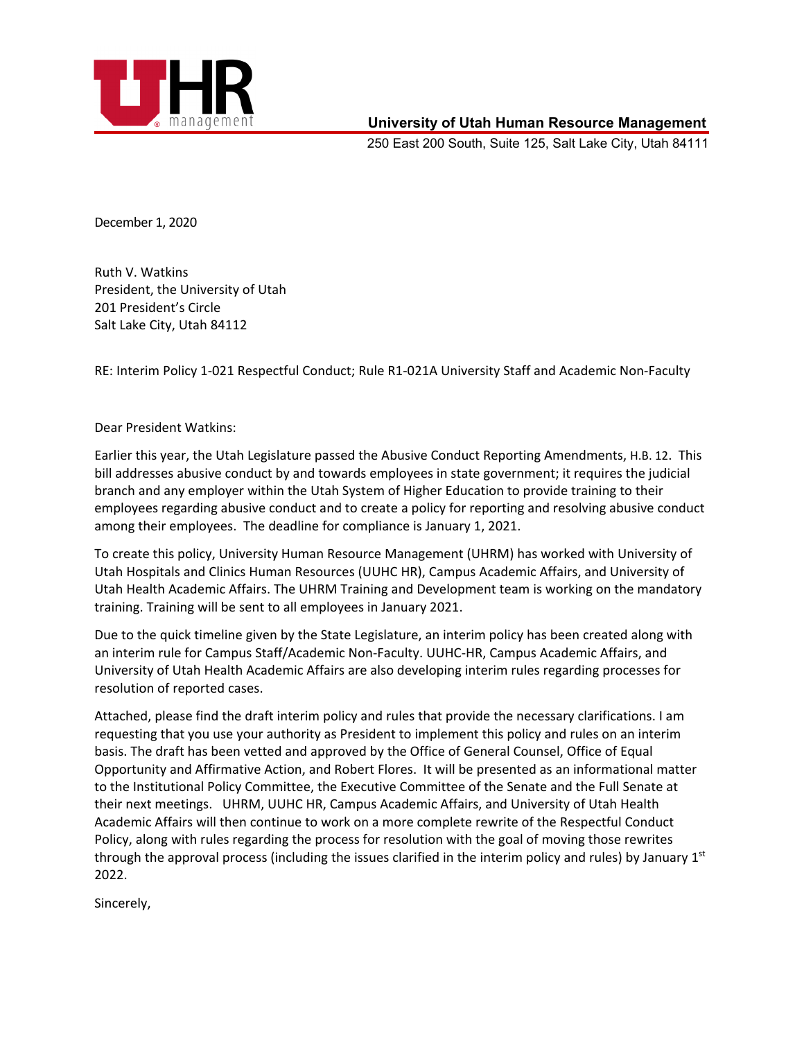**University of Utah Human Resource Management**

250 East 200 South, Suite 125, Salt Lake City, Utah 84111

December 1, 2020

Ruth V. Watkins
President, the University of Utah
201 President's Circle
Salt Lake City, Utah 84112

RE: Interim Policy 1-021 Respectful Conduct; Rule R1-021A University Staff and Academic Non-Faculty

Dear President Watkins:

Earlier this year, the Utah Legislature passed the Abusive Conduct Reporting Amendments, H.B. 12. This bill addresses abusive conduct by and towards employees in state government; it requires the judicial branch and any employer within the Utah System of Higher Education to provide training to their employees regarding abusive conduct and to create a policy for reporting and resolving abusive conduct among their employees. The deadline for compliance is January 1, 2021.

To create this policy, University Human Resource Management (UHRM) has worked with University of Utah Hospitals and Clinics Human Resources (UUHC HR), Campus Academic Affairs, and University of Utah Health Academic Affairs. The UHRM Training and Development team is working on the mandatory training. Training will be sent to all employees in January 2021.

Due to the quick timeline given by the State Legislature, an interim policy has been created along with an interim rule for Campus Staff/Academic Non-Faculty. UUHC-HR, Campus Academic Affairs, and University of Utah Health Academic Affairs are also developing interim rules regarding processes for resolution of reported cases.

Attached, please find the draft interim policy and rules that provide the necessary clarifications. I am requesting that you use your authority as President to implement this policy and rules on an interim basis. The draft has been vetted and approved by the Office of General Counsel, Office of Equal Opportunity and Affirmative Action, and Robert Flores. It will be presented as an informational matter to the Institutional Policy Committee, the Executive Committee of the Senate and the Full Senate at their next meetings. UHRM, UUHC HR, Campus Academic Affairs, and University of Utah Health Academic Affairs will then continue to work on a more complete rewrite of the Respectful Conduct Policy, along with rules regarding the process for resolution with the goal of moving those rewrites through the approval process (including the issues clarified in the interim policy and rules) by January 1st 2022.

Sincerely,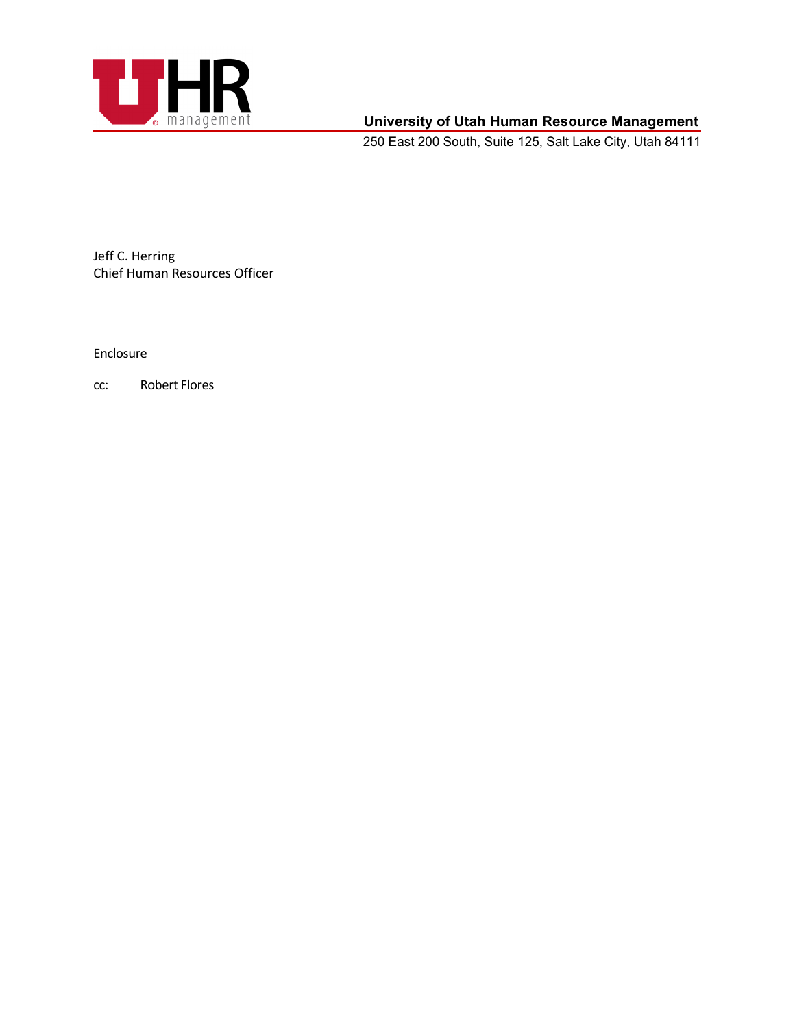**University of Utah Human Resource Management**

250 East 200 South, Suite 125, Salt Lake City, Utah 84111

Jeff C. Herring
Chief Human Resources Officer

Enclosure

cc: Robert Flores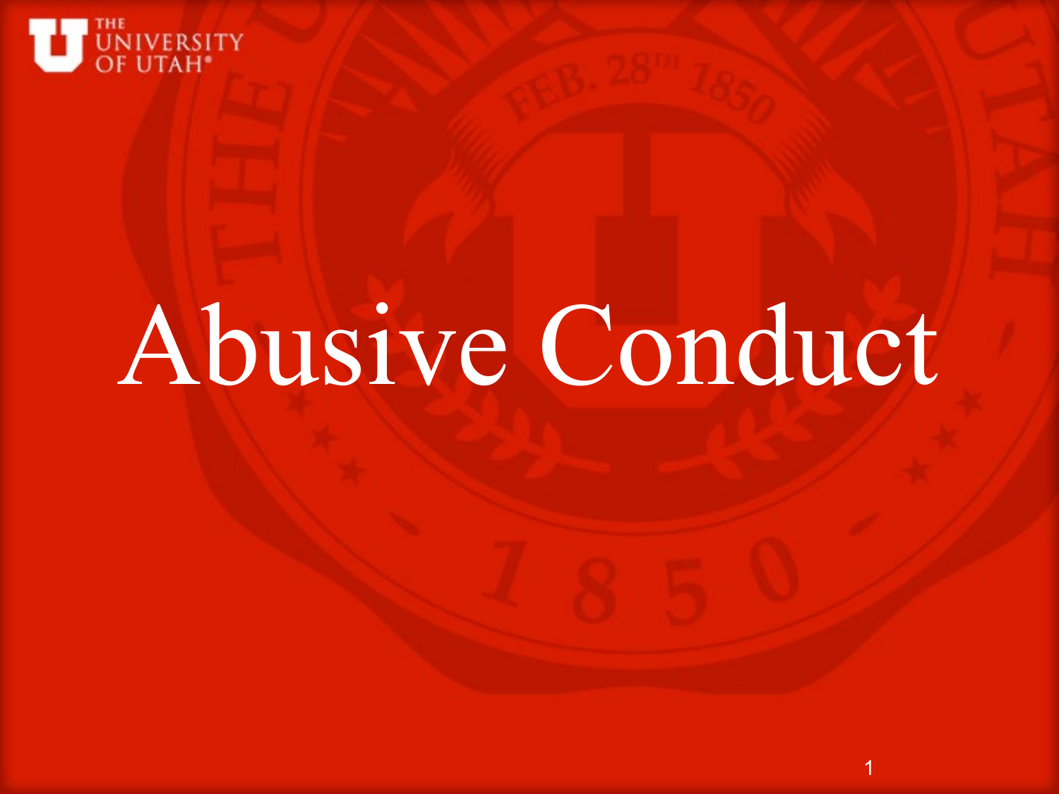# Abusive Conduct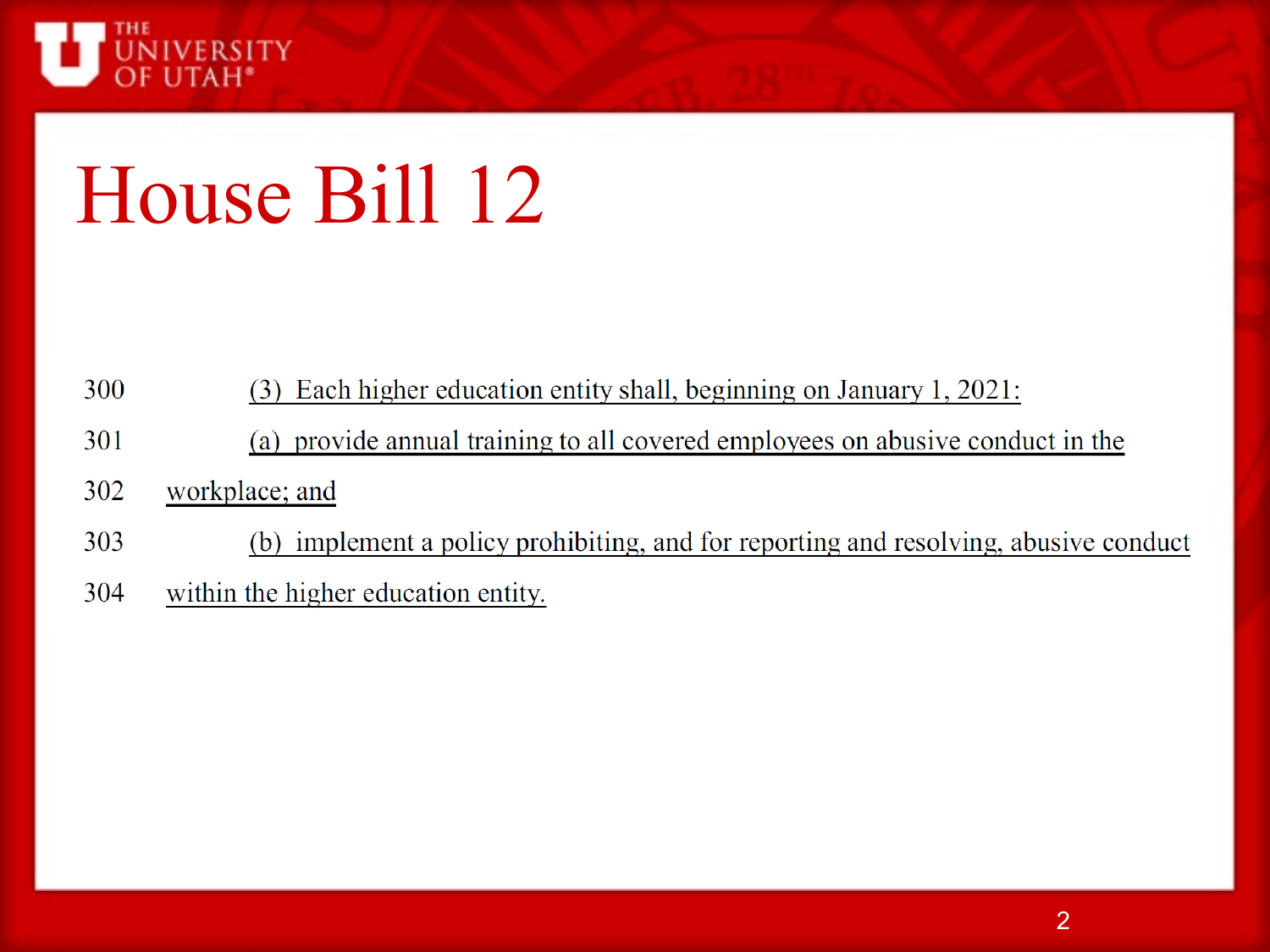# House Bill 12

300 (3) Each higher education entity shall, beginning on January 1, 2021:

301 (a) provide annual training to all covered employees on abusive conduct in the

302 workplace; and

303 (b) implement a policy prohibiting, and for reporting and resolving, abusive conduct

304 within the higher education entity.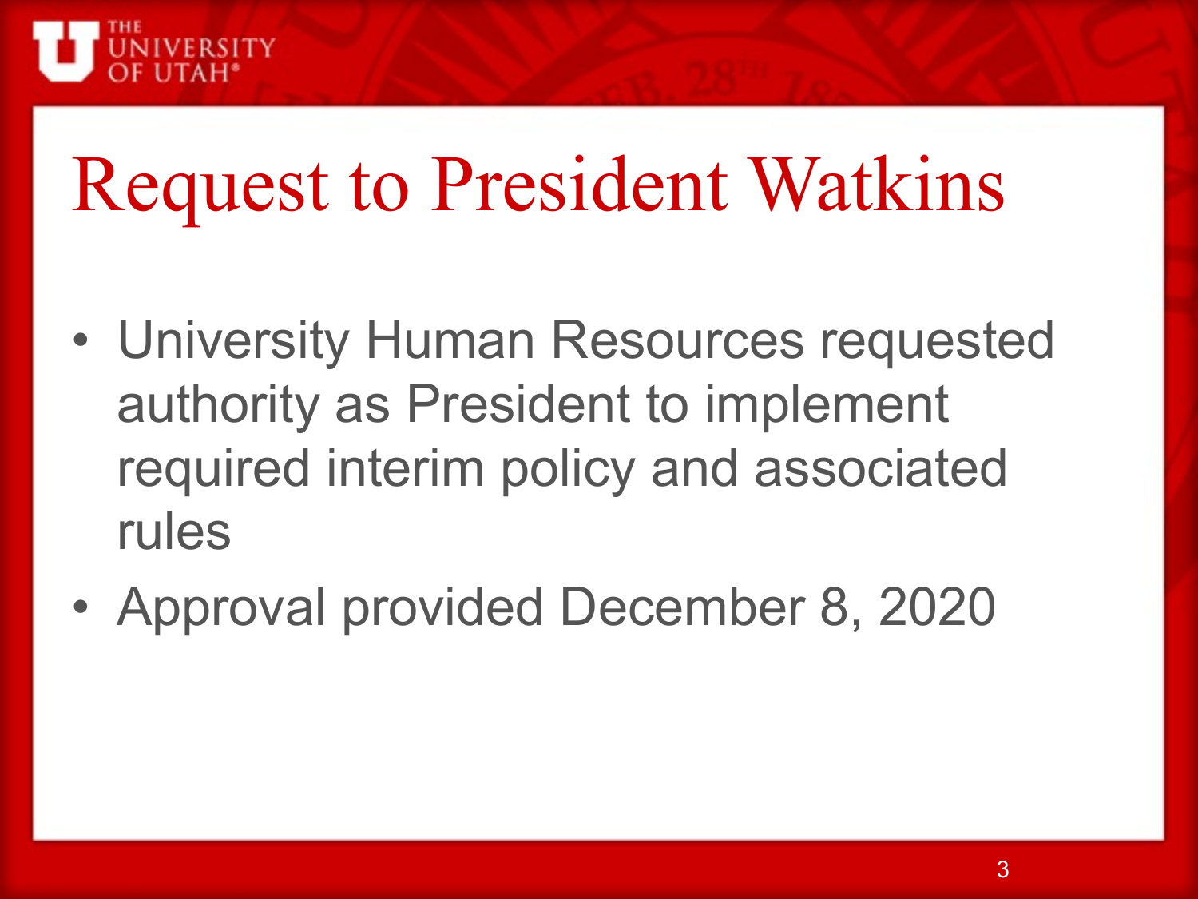# Request to President Watkins

- University Human Resources requested authority as President to implement required interim policy and associated rules
- Approval provided December 8, 2020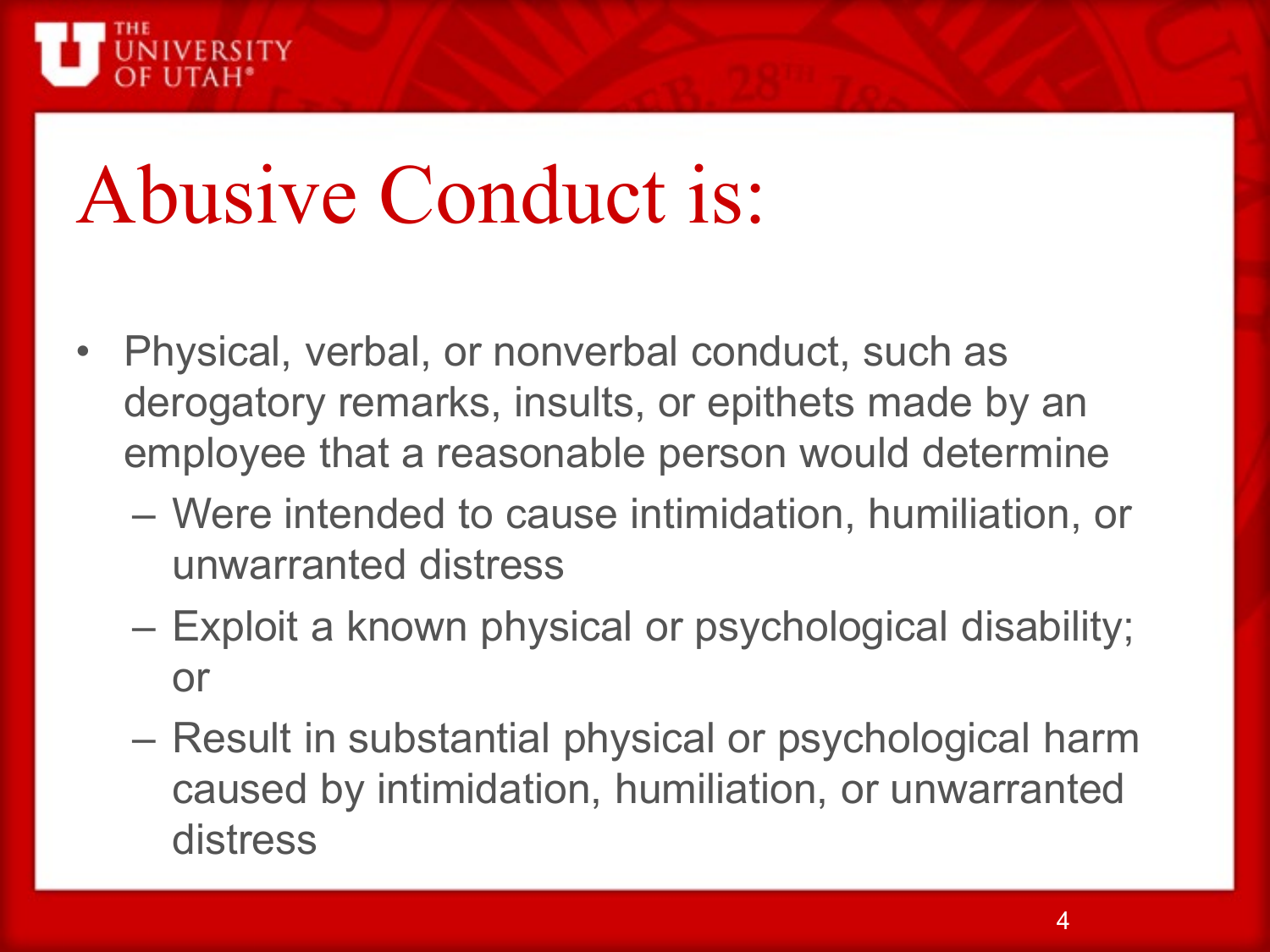# Abusive Conduct is:

- Physical, verbal, or nonverbal conduct, such as derogatory remarks, insults, or epithets made by an employee that a reasonable person would determine
  - Were intended to cause intimidation, humiliation, or unwarranted distress
  - Exploit a known physical or psychological disability; or
  - Result in substantial physical or psychological harm caused by intimidation, humiliation, or unwarranted distress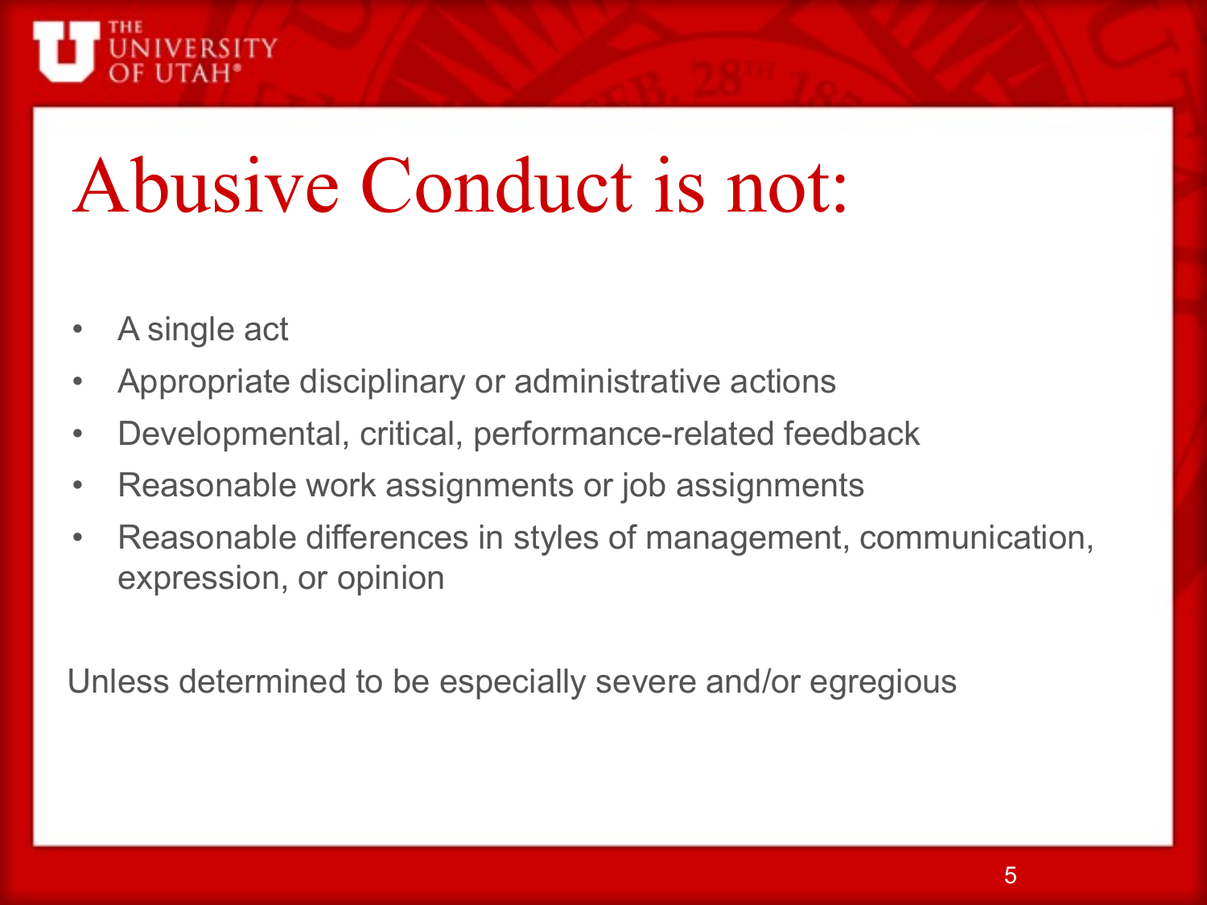# Abusive Conduct is not:

- A single act
- Appropriate disciplinary or administrative actions
- Developmental, critical, performance-related feedback
- Reasonable work assignments or job assignments
- Reasonable differences in styles of management, communication, expression, or opinion

Unless determined to be especially severe and/or egregious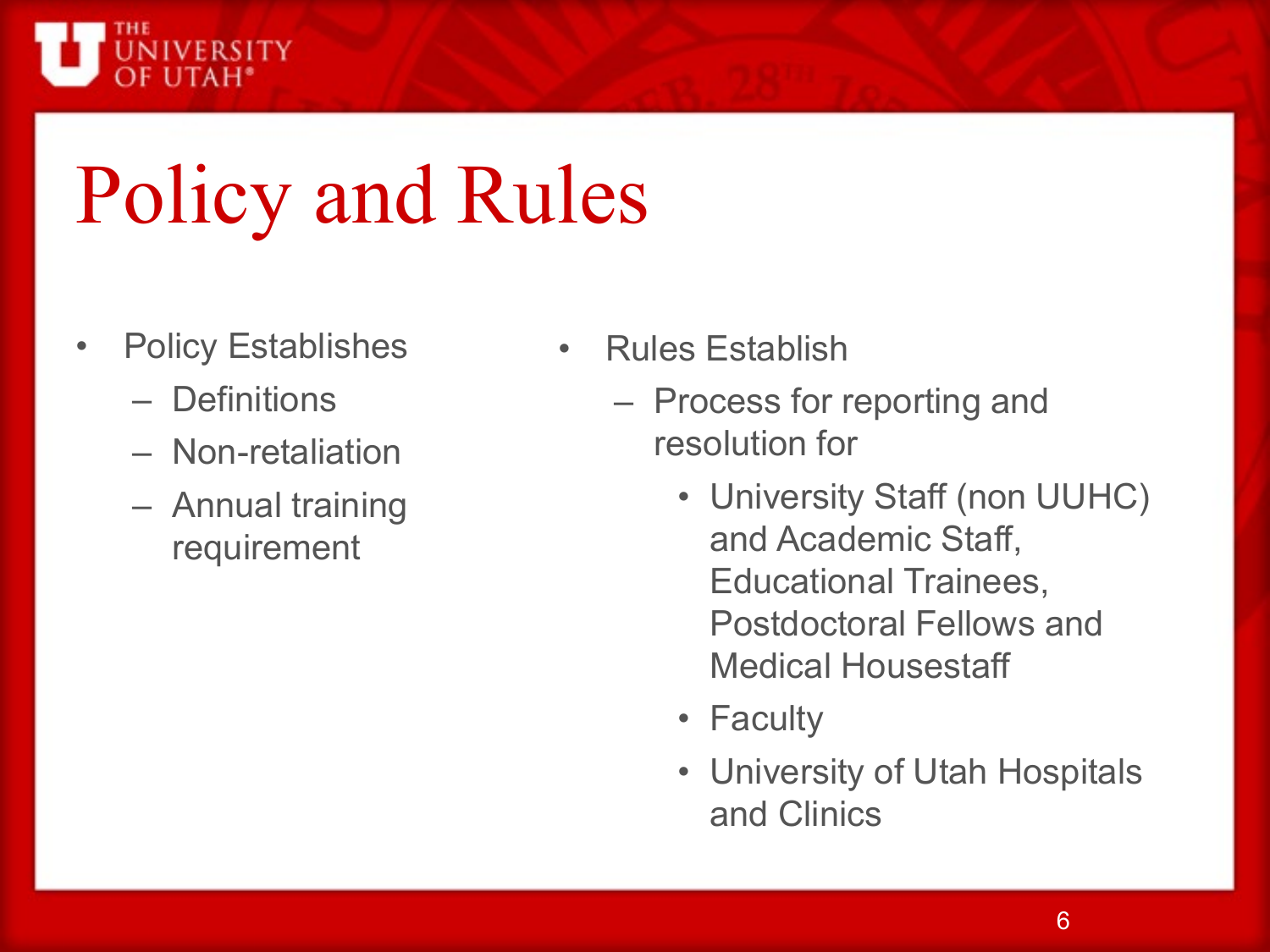# Policy and Rules

- Policy Establishes
  - Definitions
  - Non-retaliation
  - Annual training requirement

- Rules Establish
  - Process for reporting and resolution for
    - University Staff (non UUHC) and Academic Staff, Educational Trainees, Postdoctoral Fellows and Medical Housestaff
    - Faculty
    - University of Utah Hospitals and Clinics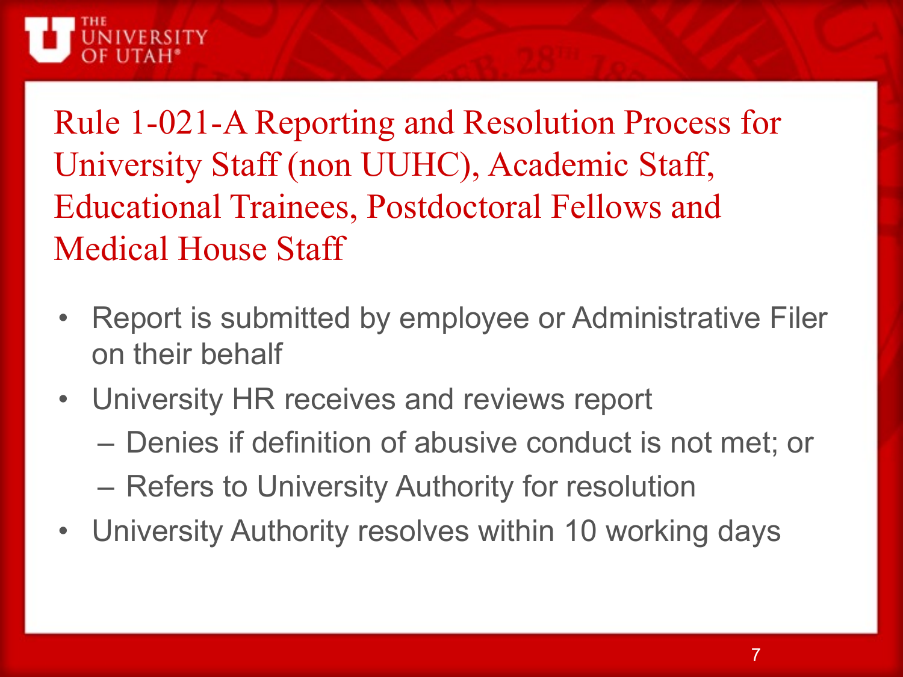# Rule 1-021-A Reporting and Resolution Process for University Staff (non UUHC), Academic Staff, Educational Trainees, Postdoctoral Fellows and Medical House Staff

- Report is submitted by employee or Administrative Filer on their behalf
- University HR receives and reviews report
  - Denies if definition of abusive conduct is not met; or
  - Refers to University Authority for resolution
- University Authority resolves within 10 working days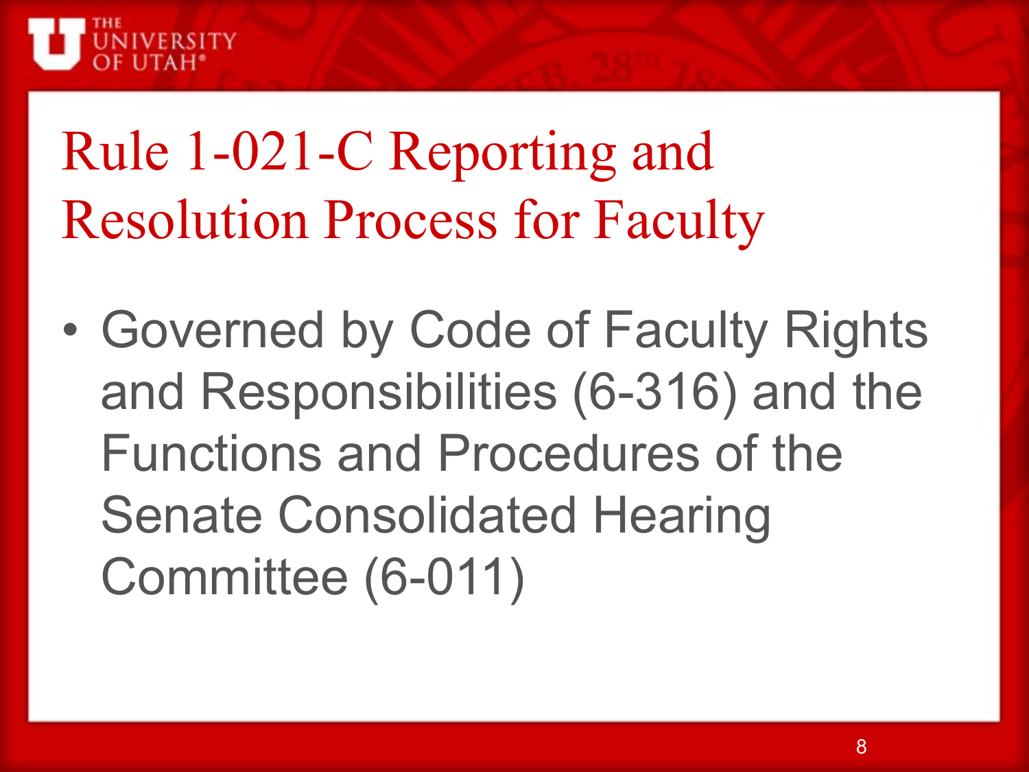# Rule 1-021-C Reporting and Resolution Process for Faculty

- Governed by Code of Faculty Rights and Responsibilities (6-316) and the Functions and Procedures of the Senate Consolidated Hearing Committee (6-011)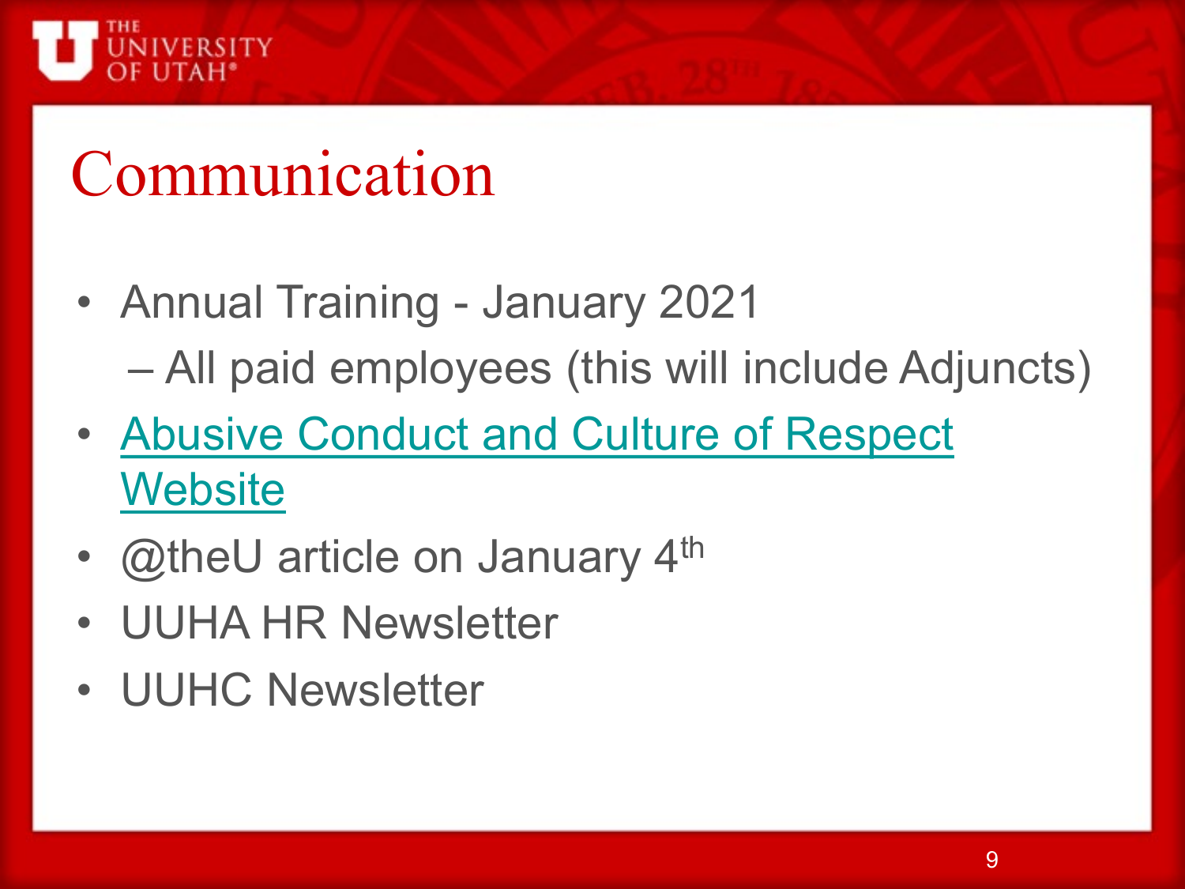# Communication

- Annual Training - January 2021
  - All paid employees (this will include Adjuncts)
- Abusive Conduct and Culture of Respect Website
- @theU article on January 4th
- UUHA HR Newsletter
- UUHC Newsletter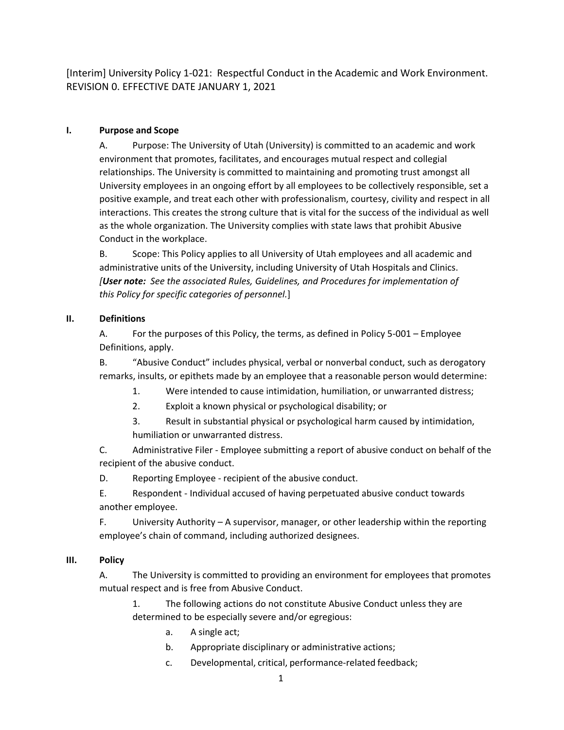[Interim] University Policy 1-021: Respectful Conduct in the Academic and Work Environment. REVISION 0. EFFECTIVE DATE JANUARY 1, 2021

## I. Purpose and Scope

A. Purpose: The University of Utah (University) is committed to an academic and work environment that promotes, facilitates, and encourages mutual respect and collegial relationships. The University is committed to maintaining and promoting trust amongst all University employees in an ongoing effort by all employees to be collectively responsible, set a positive example, and treat each other with professionalism, courtesy, civility and respect in all interactions. This creates the strong culture that is vital for the success of the individual as well as the whole organization. The University complies with state laws that prohibit Abusive Conduct in the workplace.

B. Scope: This Policy applies to all University of Utah employees and all academic and administrative units of the University, including University of Utah Hospitals and Clinics. [***User note:*** *See the associated Rules, Guidelines, and Procedures for implementation of this Policy for specific categories of personnel.*]

## II. Definitions

A. For the purposes of this Policy, the terms, as defined in Policy 5-001 – Employee Definitions, apply.

B. "Abusive Conduct" includes physical, verbal or nonverbal conduct, such as derogatory remarks, insults, or epithets made by an employee that a reasonable person would determine:

1. Were intended to cause intimidation, humiliation, or unwarranted distress;
2. Exploit a known physical or psychological disability; or
3. Result in substantial physical or psychological harm caused by intimidation, humiliation or unwarranted distress.

C. Administrative Filer - Employee submitting a report of abusive conduct on behalf of the recipient of the abusive conduct.

D. Reporting Employee - recipient of the abusive conduct.

E. Respondent - Individual accused of having perpetuated abusive conduct towards another employee.

F. University Authority – A supervisor, manager, or other leadership within the reporting employee's chain of command, including authorized designees.

## III. Policy

A. The University is committed to providing an environment for employees that promotes mutual respect and is free from Abusive Conduct.

1. The following actions do not constitute Abusive Conduct unless they are determined to be especially severe and/or egregious:
   a. A single act;
   b. Appropriate disciplinary or administrative actions;
   c. Developmental, critical, performance-related feedback;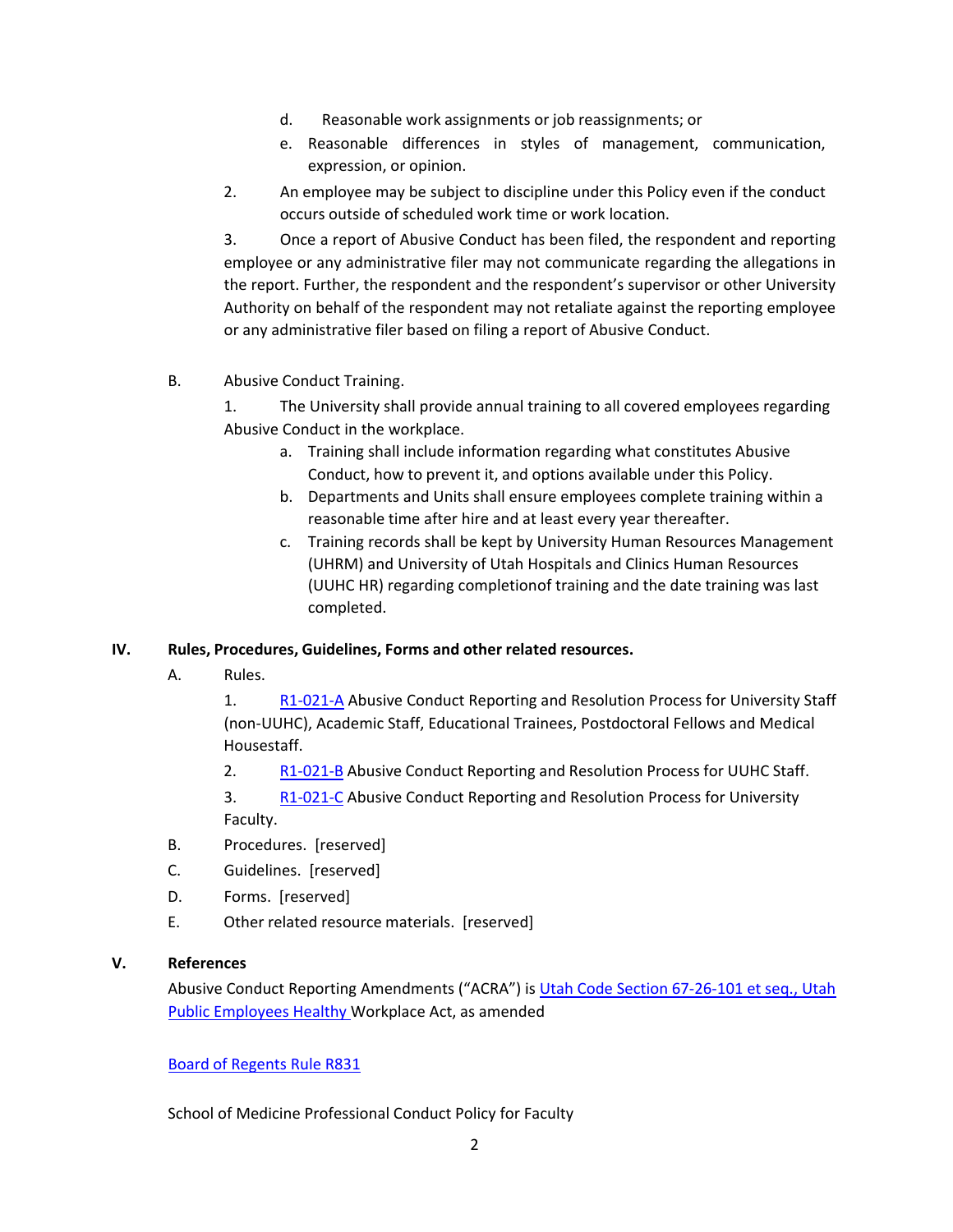d. Reasonable work assignments or job reassignments; or

e. Reasonable differences in styles of management, communication, expression, or opinion.

2. An employee may be subject to discipline under this Policy even if the conduct occurs outside of scheduled work time or work location.

3. Once a report of Abusive Conduct has been filed, the respondent and reporting employee or any administrative filer may not communicate regarding the allegations in the report. Further, the respondent and the respondent's supervisor or other University Authority on behalf of the respondent may not retaliate against the reporting employee or any administrative filer based on filing a report of Abusive Conduct.

B. Abusive Conduct Training.

1. The University shall provide annual training to all covered employees regarding Abusive Conduct in the workplace.

a. Training shall include information regarding what constitutes Abusive Conduct, how to prevent it, and options available under this Policy.

b. Departments and Units shall ensure employees complete training within a reasonable time after hire and at least every year thereafter.

c. Training records shall be kept by University Human Resources Management (UHRM) and University of Utah Hospitals and Clinics Human Resources (UUHC HR) regarding completionof training and the date training was last completed.

## IV. Rules, Procedures, Guidelines, Forms and other related resources.

A. Rules.

1. R1-021-A Abusive Conduct Reporting and Resolution Process for University Staff (non-UUHC), Academic Staff, Educational Trainees, Postdoctoral Fellows and Medical Housestaff.

2. R1-021-B Abusive Conduct Reporting and Resolution Process for UUHC Staff.

3. R1-021-C Abusive Conduct Reporting and Resolution Process for University Faculty.

B. Procedures. [reserved]

C. Guidelines. [reserved]

D. Forms. [reserved]

E. Other related resource materials. [reserved]

## V. References

Abusive Conduct Reporting Amendments ("ACRA") is Utah Code Section 67-26-101 et seq., Utah Public Employees Healthy Workplace Act, as amended

Board of Regents Rule R831

School of Medicine Professional Conduct Policy for Faculty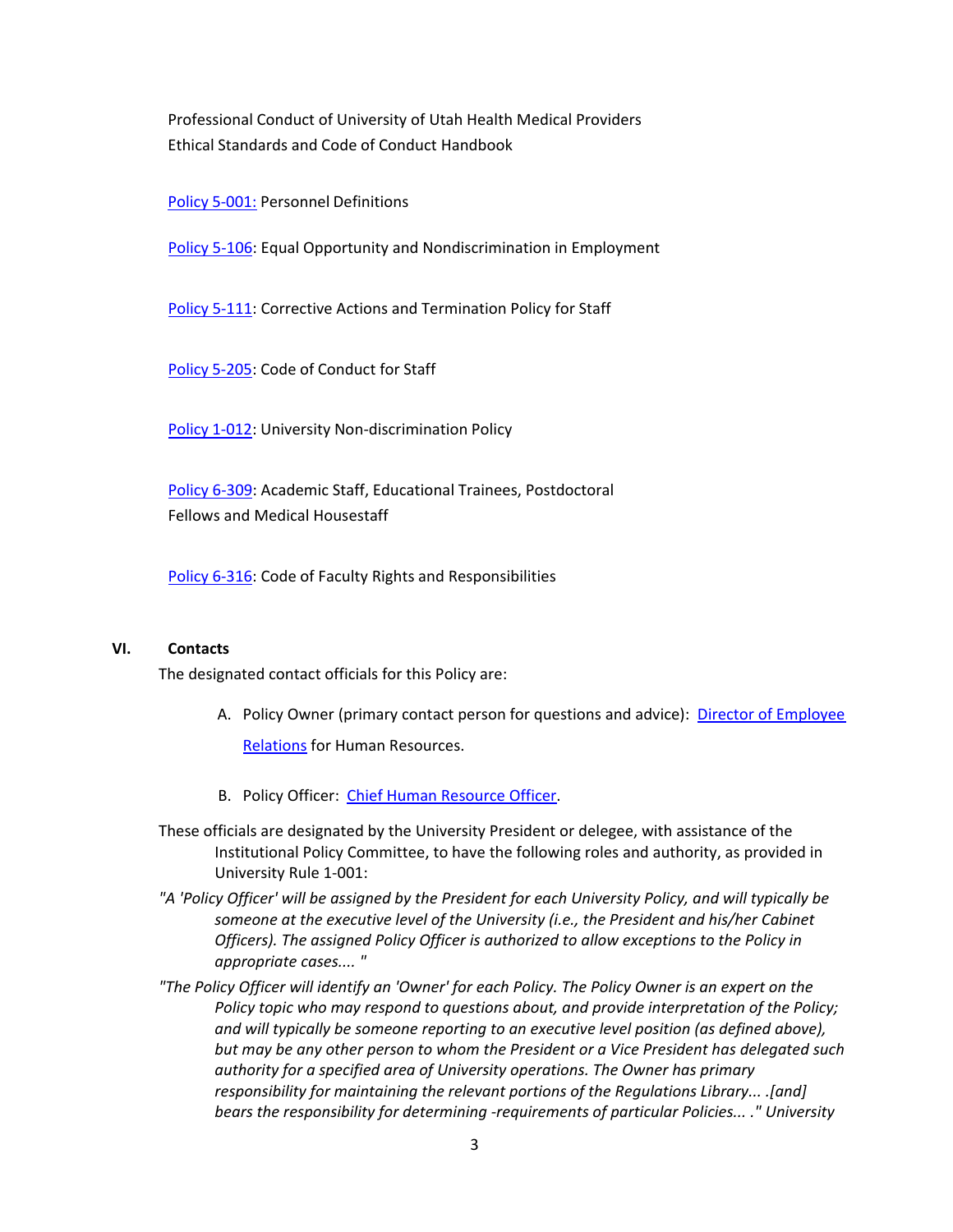Professional Conduct of University of Utah Health Medical Providers
Ethical Standards and Code of Conduct Handbook

Policy 5-001: Personnel Definitions

Policy 5-106: Equal Opportunity and Nondiscrimination in Employment

Policy 5-111: Corrective Actions and Termination Policy for Staff

Policy 5-205: Code of Conduct for Staff

Policy 1-012: University Non-discrimination Policy

Policy 6-309: Academic Staff, Educational Trainees, Postdoctoral Fellows and Medical Housestaff

Policy 6-316: Code of Faculty Rights and Responsibilities

## VI. Contacts

The designated contact officials for this Policy are:

A. Policy Owner (primary contact person for questions and advice): Director of Employee Relations for Human Resources.

B. Policy Officer: Chief Human Resource Officer.

These officials are designated by the University President or delegee, with assistance of the Institutional Policy Committee, to have the following roles and authority, as provided in University Rule 1-001:

*"A 'Policy Officer' will be assigned by the President for each University Policy, and will typically be someone at the executive level of the University (i.e., the President and his/her Cabinet Officers). The assigned Policy Officer is authorized to allow exceptions to the Policy in appropriate cases.... "*

*"The Policy Officer will identify an 'Owner' for each Policy. The Policy Owner is an expert on the Policy topic who may respond to questions about, and provide interpretation of the Policy; and will typically be someone reporting to an executive level position (as defined above), but may be any other person to whom the President or a Vice President has delegated such authority for a specified area of University operations. The Owner has primary responsibility for maintaining the relevant portions of the Regulations Library... .[and] bears the responsibility for determining -requirements of particular Policies... ." University*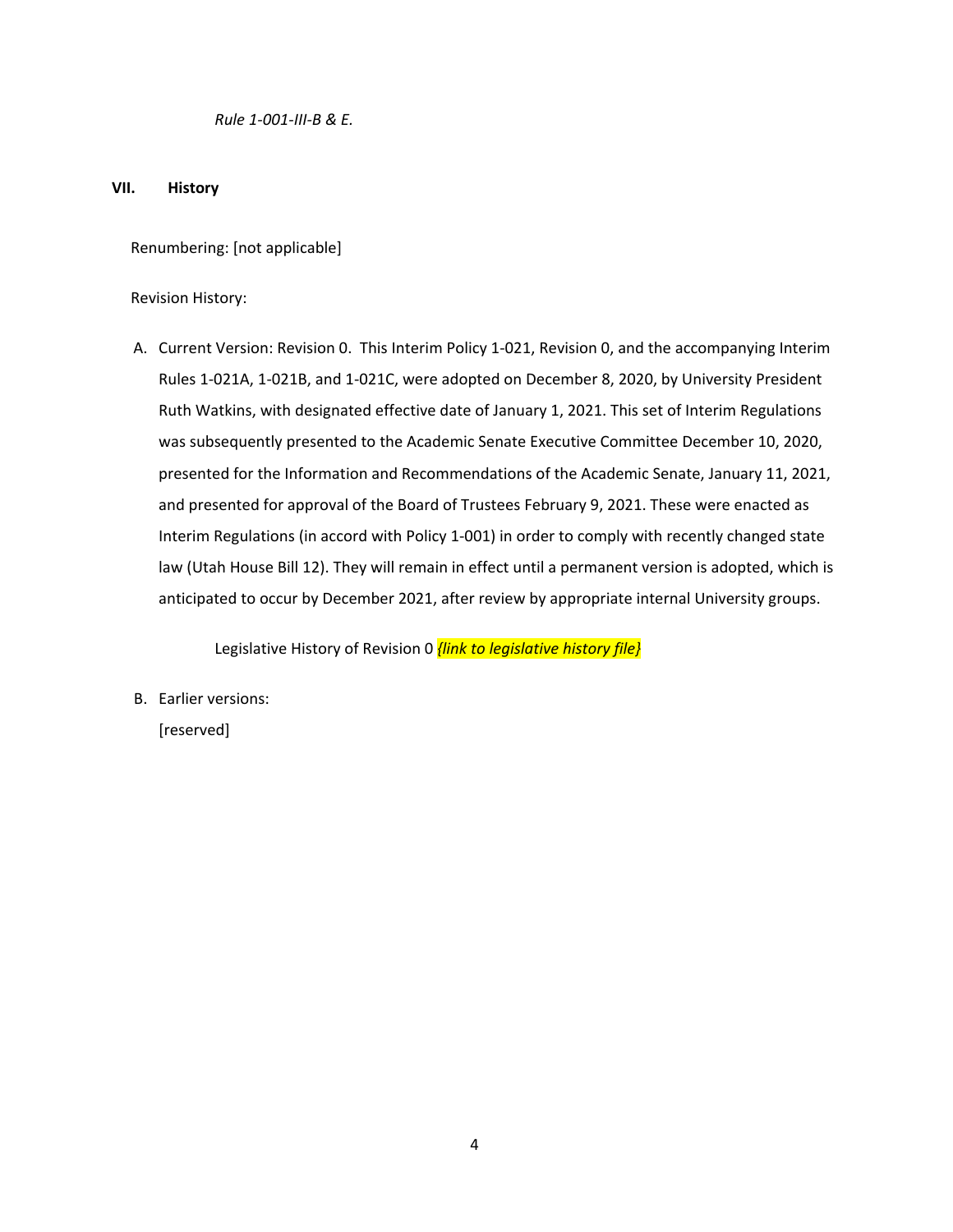*Rule 1-001-III-B & E.*

## VII. History

Renumbering: [not applicable]

Revision History:

A. Current Version: Revision 0. This Interim Policy 1-021, Revision 0, and the accompanying Interim Rules 1-021A, 1-021B, and 1-021C, were adopted on December 8, 2020, by University President Ruth Watkins, with designated effective date of January 1, 2021. This set of Interim Regulations was subsequently presented to the Academic Senate Executive Committee December 10, 2020, presented for the Information and Recommendations of the Academic Senate, January 11, 2021, and presented for approval of the Board of Trustees February 9, 2021. These were enacted as Interim Regulations (in accord with Policy 1-001) in order to comply with recently changed state law (Utah House Bill 12). They will remain in effect until a permanent version is adopted, which is anticipated to occur by December 2021, after review by appropriate internal University groups.

   Legislative History of Revision 0 *{link to legislative history file}*

B. Earlier versions:

   [reserved]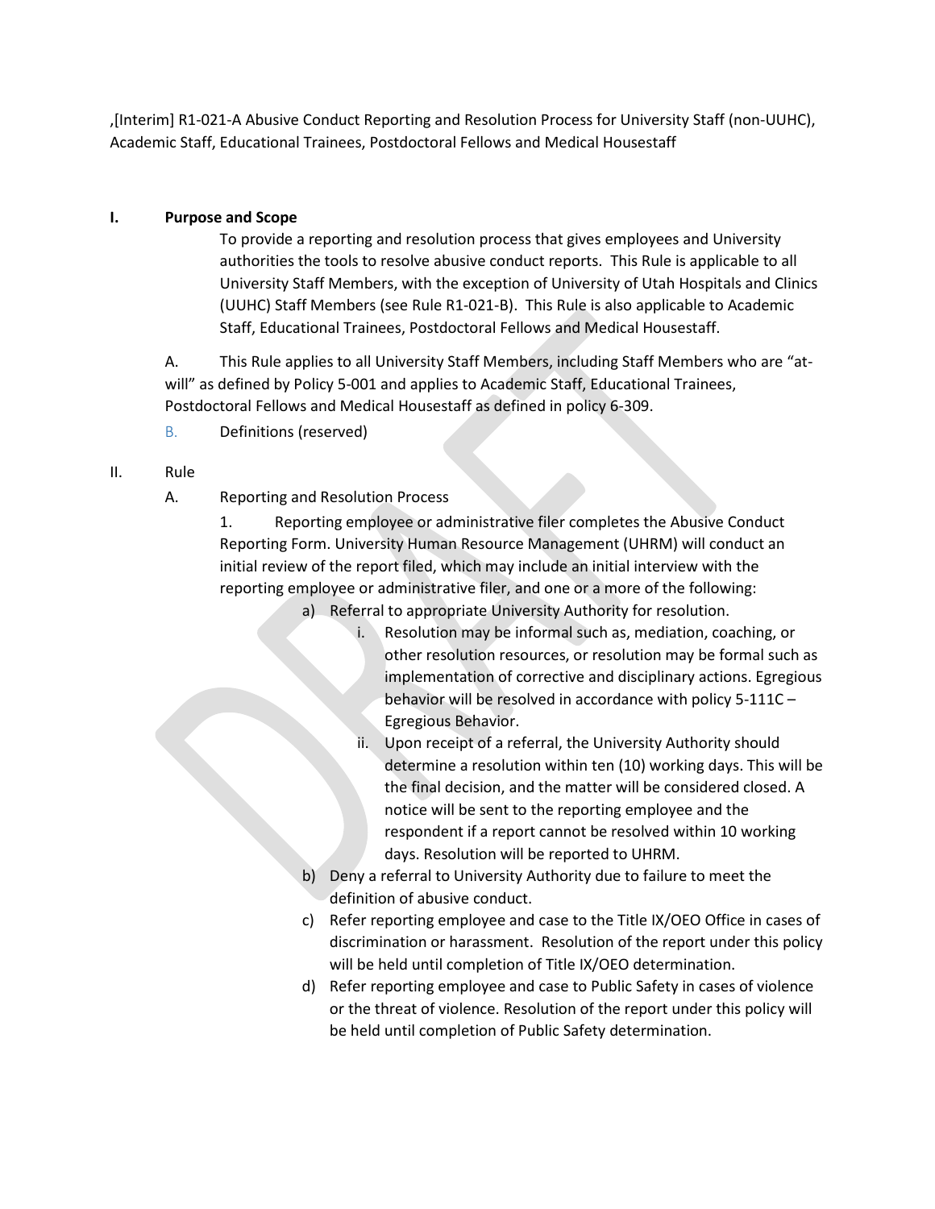,[Interim] R1-021-A Abusive Conduct Reporting and Resolution Process for University Staff (non-UUHC), Academic Staff, Educational Trainees, Postdoctoral Fellows and Medical Housestaff

## I. Purpose and Scope

To provide a reporting and resolution process that gives employees and University authorities the tools to resolve abusive conduct reports. This Rule is applicable to all University Staff Members, with the exception of University of Utah Hospitals and Clinics (UUHC) Staff Members (see Rule R1-021-B). This Rule is also applicable to Academic Staff, Educational Trainees, Postdoctoral Fellows and Medical Housestaff.

A. This Rule applies to all University Staff Members, including Staff Members who are "at-will" as defined by Policy 5-001 and applies to Academic Staff, Educational Trainees, Postdoctoral Fellows and Medical Housestaff as defined in policy 6-309.

B. Definitions (reserved)

## II. Rule

A. Reporting and Resolution Process

1. Reporting employee or administrative filer completes the Abusive Conduct Reporting Form. University Human Resource Management (UHRM) will conduct an initial review of the report filed, which may include an initial interview with the reporting employee or administrative filer, and one or a more of the following:

a) Referral to appropriate University Authority for resolution.

i. Resolution may be informal such as, mediation, coaching, or other resolution resources, or resolution may be formal such as implementation of corrective and disciplinary actions. Egregious behavior will be resolved in accordance with policy 5-111C – Egregious Behavior.

ii. Upon receipt of a referral, the University Authority should determine a resolution within ten (10) working days. This will be the final decision, and the matter will be considered closed. A notice will be sent to the reporting employee and the respondent if a report cannot be resolved within 10 working days. Resolution will be reported to UHRM.

b) Deny a referral to University Authority due to failure to meet the definition of abusive conduct.

c) Refer reporting employee and case to the Title IX/OEO Office in cases of discrimination or harassment. Resolution of the report under this policy will be held until completion of Title IX/OEO determination.

d) Refer reporting employee and case to Public Safety in cases of violence or the threat of violence. Resolution of the report under this policy will be held until completion of Public Safety determination.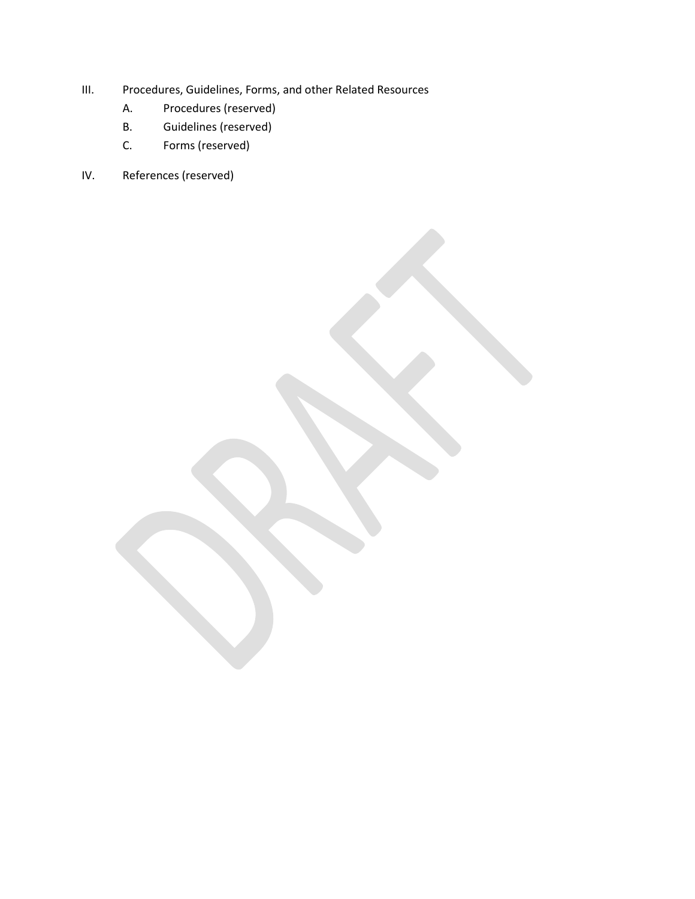III. Procedures, Guidelines, Forms, and other Related Resources

   A. Procedures (reserved)

   B. Guidelines (reserved)

   C. Forms (reserved)

IV. References (reserved)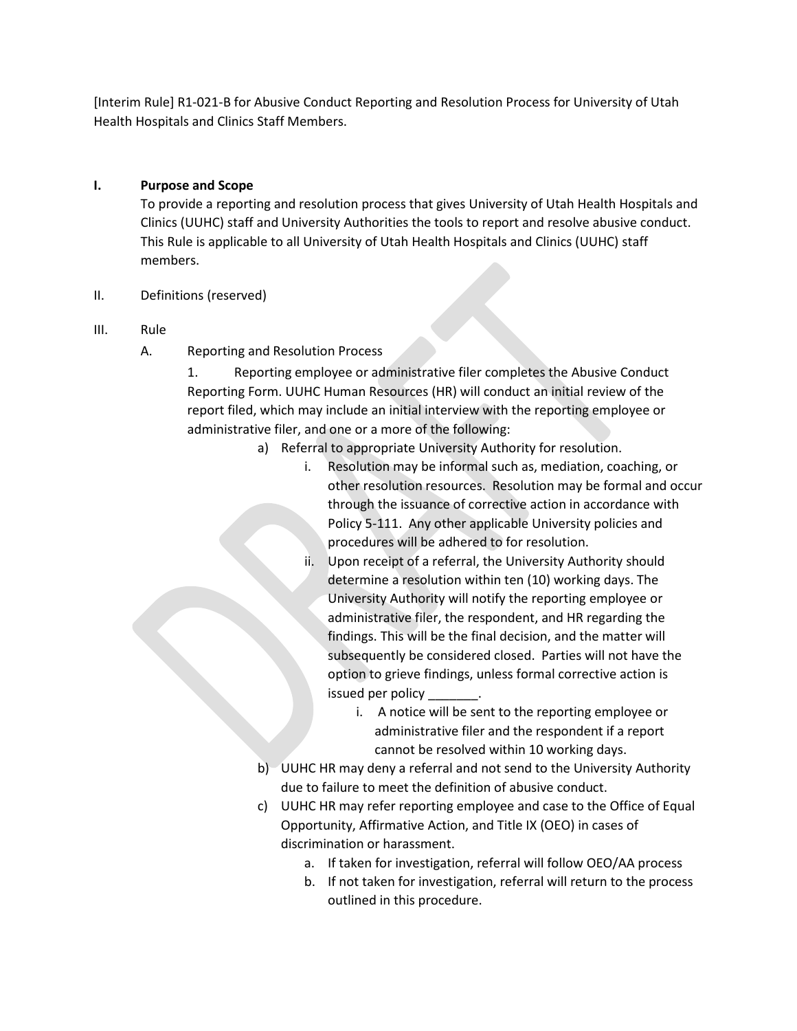[Interim Rule] R1-021-B for Abusive Conduct Reporting and Resolution Process for University of Utah Health Hospitals and Clinics Staff Members.

**I. Purpose and Scope**

To provide a reporting and resolution process that gives University of Utah Health Hospitals and Clinics (UUHC) staff and University Authorities the tools to report and resolve abusive conduct. This Rule is applicable to all University of Utah Health Hospitals and Clinics (UUHC) staff members.

II. Definitions (reserved)

III. Rule

A. Reporting and Resolution Process

1. Reporting employee or administrative filer completes the Abusive Conduct Reporting Form. UUHC Human Resources (HR) will conduct an initial review of the report filed, which may include an initial interview with the reporting employee or administrative filer, and one or a more of the following:

a) Referral to appropriate University Authority for resolution.

i. Resolution may be informal such as, mediation, coaching, or other resolution resources. Resolution may be formal and occur through the issuance of corrective action in accordance with Policy 5-111. Any other applicable University policies and procedures will be adhered to for resolution.

ii. Upon receipt of a referral, the University Authority should determine a resolution within ten (10) working days. The University Authority will notify the reporting employee or administrative filer, the respondent, and HR regarding the findings. This will be the final decision, and the matter will subsequently be considered closed. Parties will not have the option to grieve findings, unless formal corrective action is issued per policy _______.

i. A notice will be sent to the reporting employee or administrative filer and the respondent if a report cannot be resolved within 10 working days.

b) UUHC HR may deny a referral and not send to the University Authority due to failure to meet the definition of abusive conduct.

c) UUHC HR may refer reporting employee and case to the Office of Equal Opportunity, Affirmative Action, and Title IX (OEO) in cases of discrimination or harassment.

a. If taken for investigation, referral will follow OEO/AA process

b. If not taken for investigation, referral will return to the process outlined in this procedure.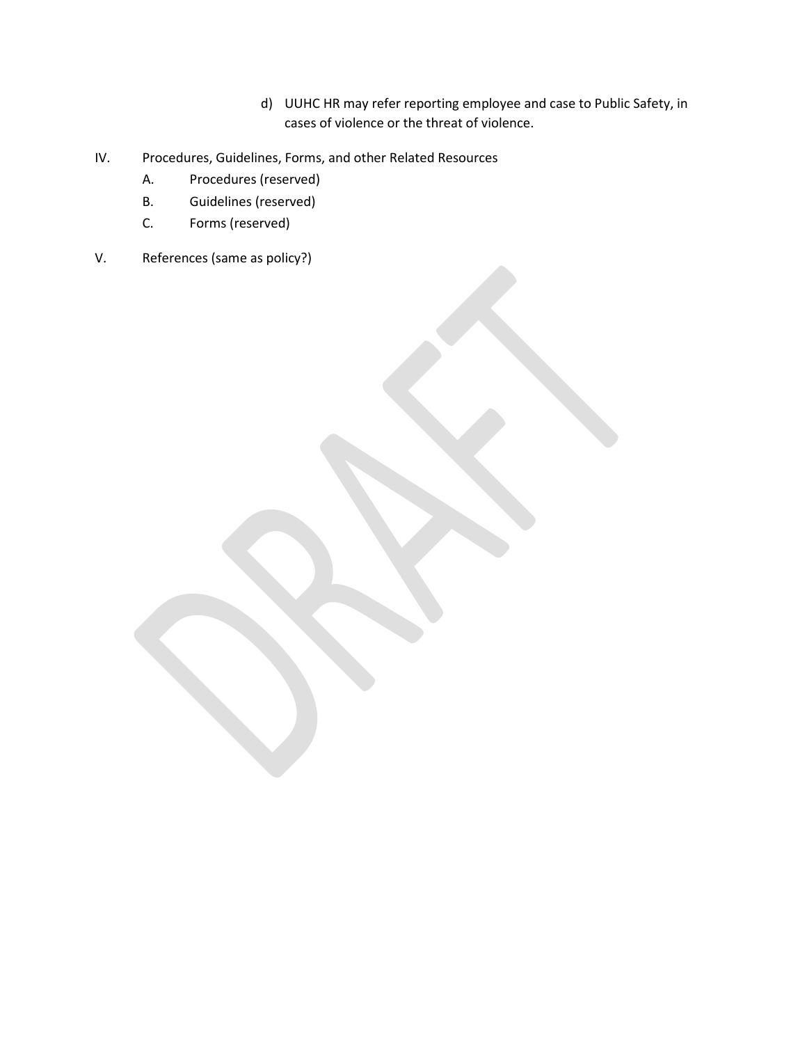d) UUHC HR may refer reporting employee and case to Public Safety, in cases of violence or the threat of violence.

IV. Procedures, Guidelines, Forms, and other Related Resources

A. Procedures (reserved)

B. Guidelines (reserved)

C. Forms (reserved)

V. References (same as policy?)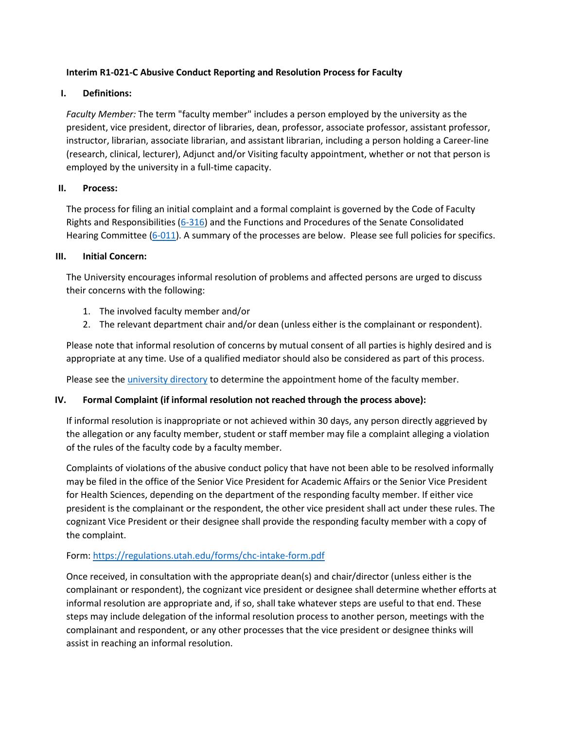**Interim R1-021-C Abusive Conduct Reporting and Resolution Process for Faculty**

**I. Definitions:**

*Faculty Member:* The term "faculty member" includes a person employed by the university as the president, vice president, director of libraries, dean, professor, associate professor, assistant professor, instructor, librarian, associate librarian, and assistant librarian, including a person holding a Career-line (research, clinical, lecturer), Adjunct and/or Visiting faculty appointment, whether or not that person is employed by the university in a full-time capacity.

**II. Process:**

The process for filing an initial complaint and a formal complaint is governed by the Code of Faculty Rights and Responsibilities (6-316) and the Functions and Procedures of the Senate Consolidated Hearing Committee (6-011). A summary of the processes are below. Please see full policies for specifics.

**III. Initial Concern:**

The University encourages informal resolution of problems and affected persons are urged to discuss their concerns with the following:

1. The involved faculty member and/or
2. The relevant department chair and/or dean (unless either is the complainant or respondent).

Please note that informal resolution of concerns by mutual consent of all parties is highly desired and is appropriate at any time. Use of a qualified mediator should also be considered as part of this process.

Please see the university directory to determine the appointment home of the faculty member.

**IV. Formal Complaint (if informal resolution not reached through the process above):**

If informal resolution is inappropriate or not achieved within 30 days, any person directly aggrieved by the allegation or any faculty member, student or staff member may file a complaint alleging a violation of the rules of the faculty code by a faculty member.

Complaints of violations of the abusive conduct policy that have not been able to be resolved informally may be filed in the office of the Senior Vice President for Academic Affairs or the Senior Vice President for Health Sciences, depending on the department of the responding faculty member. If either vice president is the complainant or the respondent, the other vice president shall act under these rules. The cognizant Vice President or their designee shall provide the responding faculty member with a copy of the complaint.

Form: https://regulations.utah.edu/forms/chc-intake-form.pdf

Once received, in consultation with the appropriate dean(s) and chair/director (unless either is the complainant or respondent), the cognizant vice president or designee shall determine whether efforts at informal resolution are appropriate and, if so, shall take whatever steps are useful to that end. These steps may include delegation of the informal resolution process to another person, meetings with the complainant and respondent, or any other processes that the vice president or designee thinks will assist in reaching an informal resolution.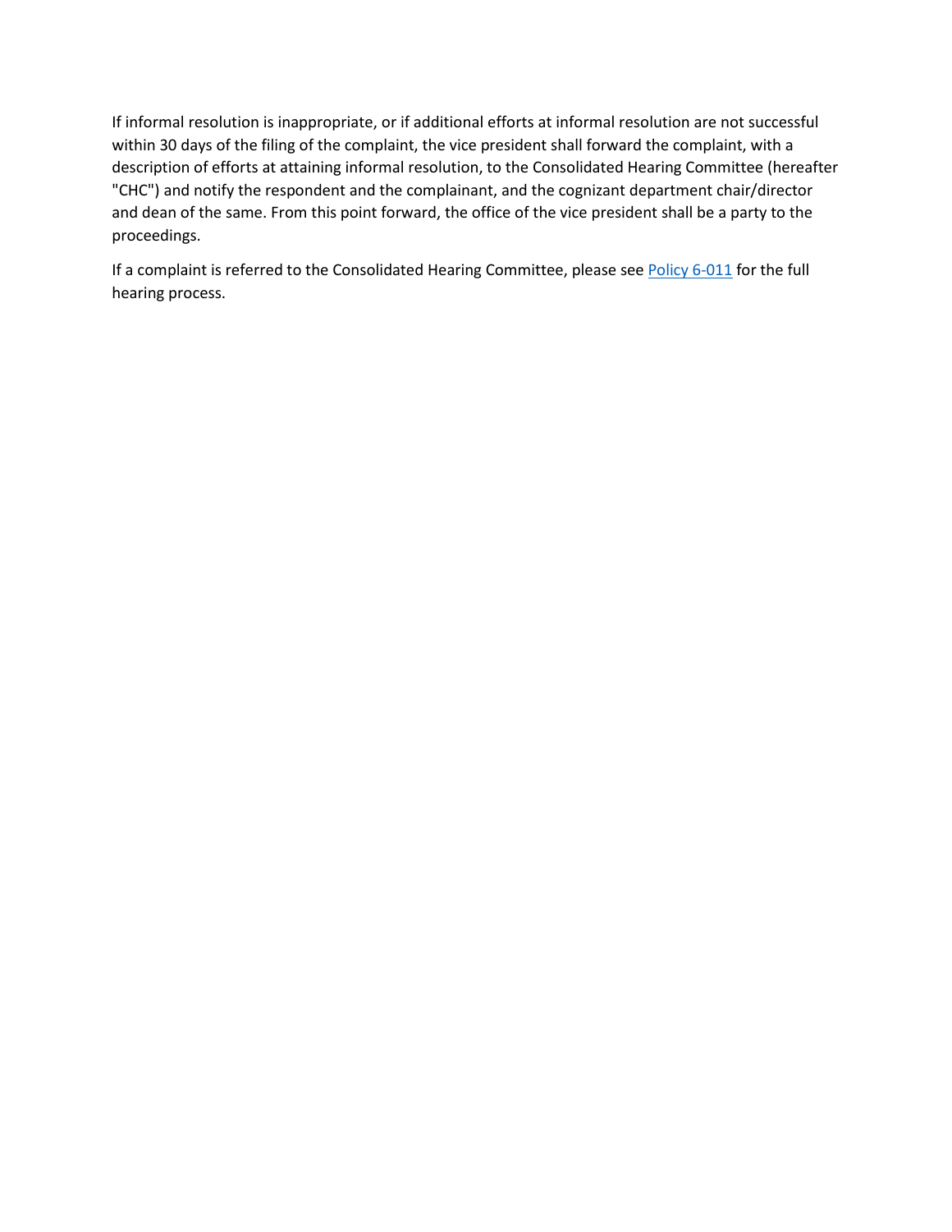If informal resolution is inappropriate, or if additional efforts at informal resolution are not successful within 30 days of the filing of the complaint, the vice president shall forward the complaint, with a description of efforts at attaining informal resolution, to the Consolidated Hearing Committee (hereafter "CHC") and notify the respondent and the complainant, and the cognizant department chair/director and dean of the same. From this point forward, the office of the vice president shall be a party to the proceedings.

If a complaint is referred to the Consolidated Hearing Committee, please see Policy 6-011 for the full hearing process.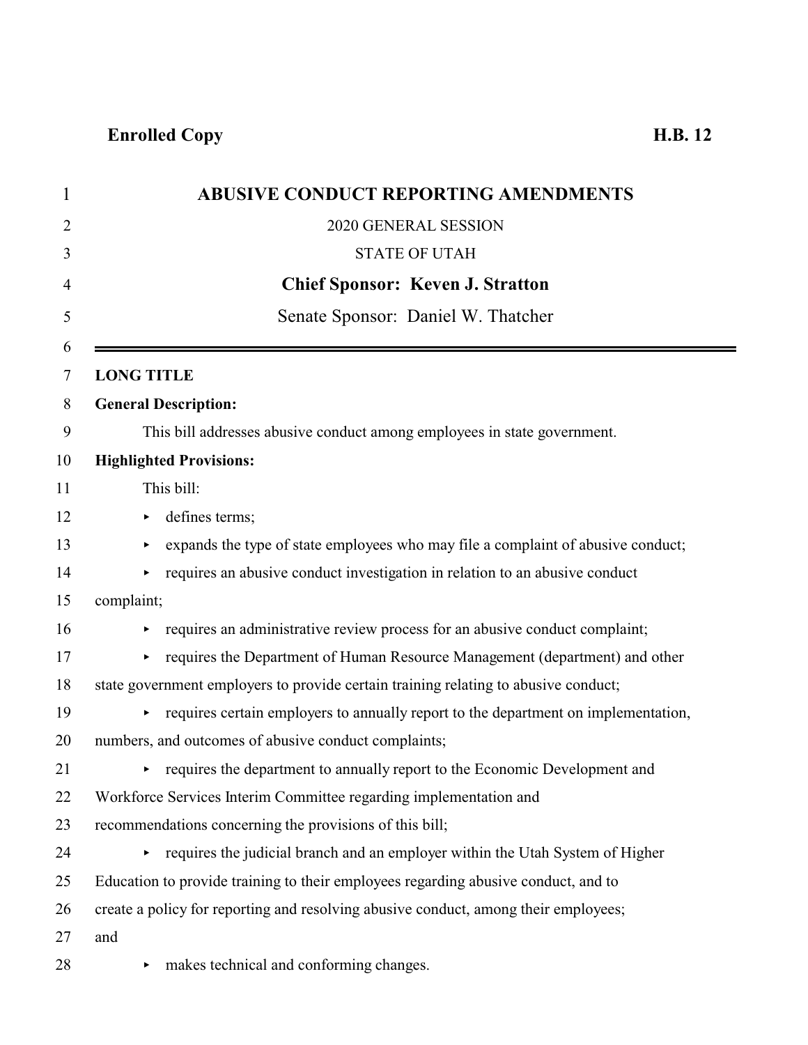**Enrolled Copy** **H.B. 12**

# ABUSIVE CONDUCT REPORTING AMENDMENTS

2020 GENERAL SESSION

STATE OF UTAH

**Chief Sponsor: Keven J. Stratton**

Senate Sponsor: Daniel W. Thatcher

---

**LONG TITLE**

**General Description:**

This bill addresses abusive conduct among employees in state government.

**Highlighted Provisions:**

This bill:

- defines terms;
- expands the type of state employees who may file a complaint of abusive conduct;
- requires an abusive conduct investigation in relation to an abusive conduct complaint;
- requires an administrative review process for an abusive conduct complaint;
- requires the Department of Human Resource Management (department) and other state government employers to provide certain training relating to abusive conduct;
- requires certain employers to annually report to the department on implementation, numbers, and outcomes of abusive conduct complaints;
- requires the department to annually report to the Economic Development and Workforce Services Interim Committee regarding implementation and recommendations concerning the provisions of this bill;
- requires the judicial branch and an employer within the Utah System of Higher Education to provide training to their employees regarding abusive conduct, and to create a policy for reporting and resolving abusive conduct, among their employees; and
- makes technical and conforming changes.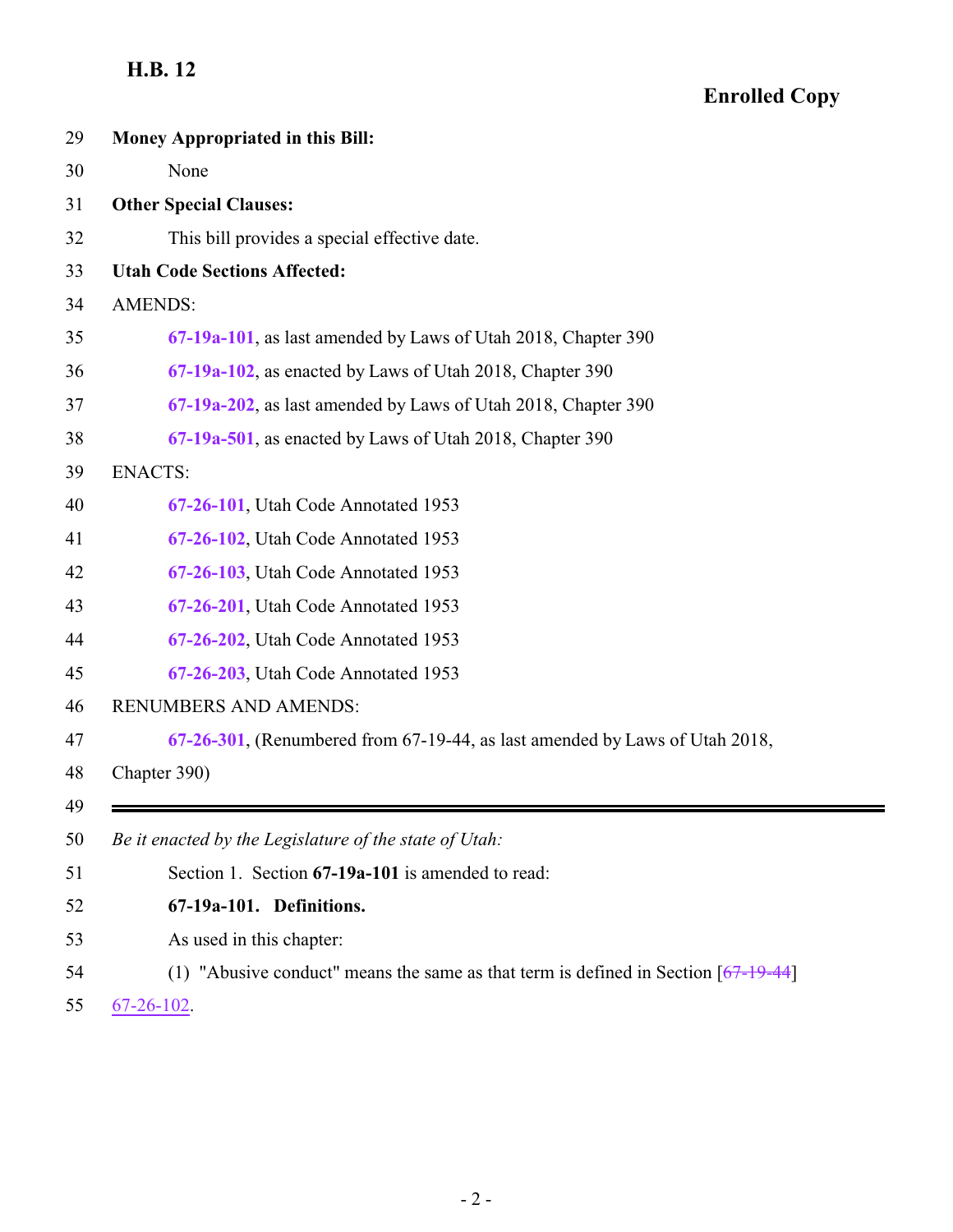**Money Appropriated in this Bill:**

None

**Other Special Clauses:**

This bill provides a special effective date.

**Utah Code Sections Affected:**

AMENDS:

**67-19a-101**, as last amended by Laws of Utah 2018, Chapter 390

**67-19a-102**, as enacted by Laws of Utah 2018, Chapter 390

**67-19a-202**, as last amended by Laws of Utah 2018, Chapter 390

**67-19a-501**, as enacted by Laws of Utah 2018, Chapter 390

ENACTS:

**67-26-101**, Utah Code Annotated 1953

**67-26-102**, Utah Code Annotated 1953

**67-26-103**, Utah Code Annotated 1953

**67-26-201**, Utah Code Annotated 1953

**67-26-202**, Utah Code Annotated 1953

**67-26-203**, Utah Code Annotated 1953

RENUMBERS AND AMENDS:

**67-26-301**, (Renumbered from 67-19-44, as last amended by Laws of Utah 2018, Chapter 390)

---

*Be it enacted by the Legislature of the state of Utah:*

Section 1. Section **67-19a-101** is amended to read:

**67-19a-101. Definitions.**

As used in this chapter:

(1) "Abusive conduct" means the same as that term is defined in Section [~~67-19-44~~] 67-26-102.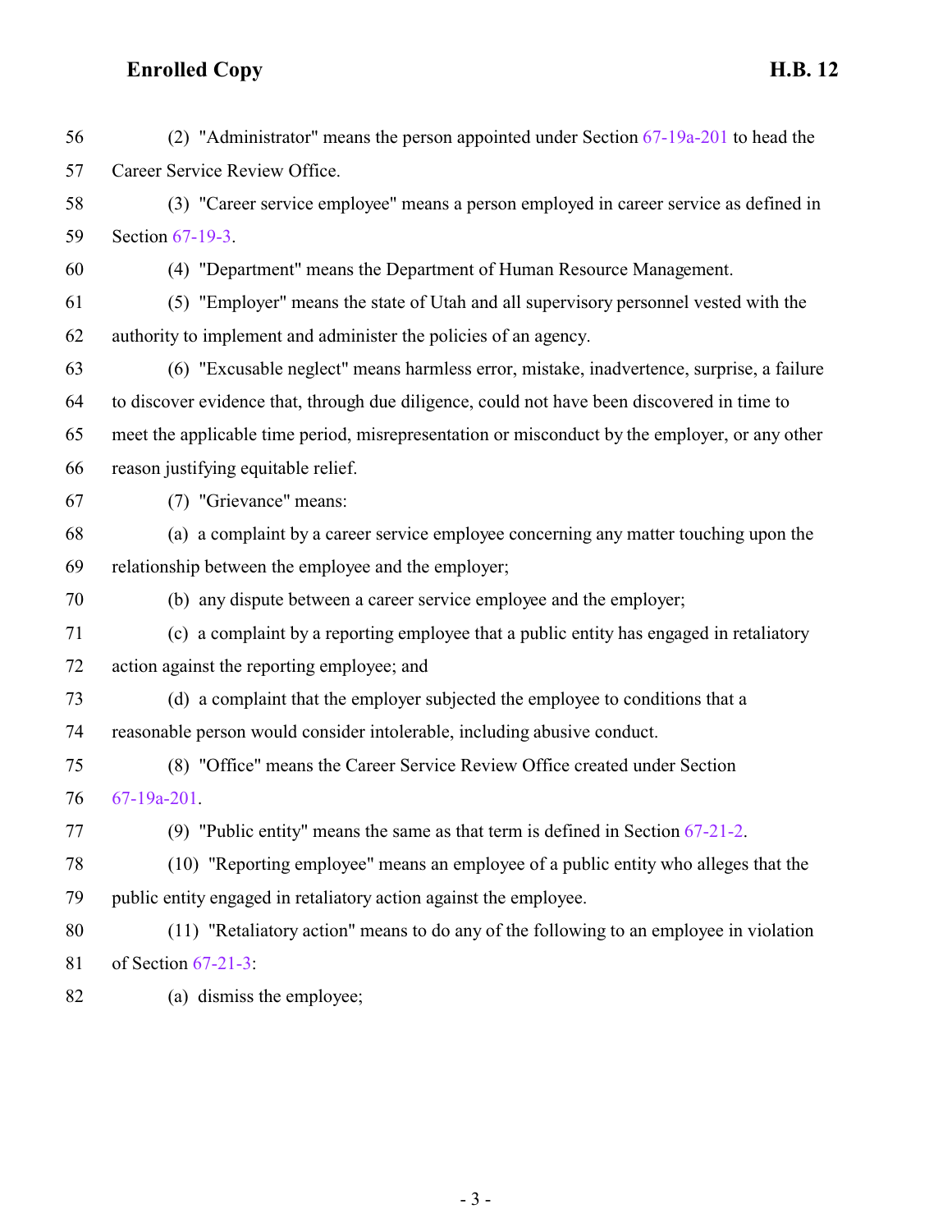(2) "Administrator" means the person appointed under Section 67-19a-201 to head the Career Service Review Office.

(3) "Career service employee" means a person employed in career service as defined in Section 67-19-3.

(4) "Department" means the Department of Human Resource Management.

(5) "Employer" means the state of Utah and all supervisory personnel vested with the authority to implement and administer the policies of an agency.

(6) "Excusable neglect" means harmless error, mistake, inadvertence, surprise, a failure to discover evidence that, through due diligence, could not have been discovered in time to meet the applicable time period, misrepresentation or misconduct by the employer, or any other reason justifying equitable relief.

(7) "Grievance" means:

(a) a complaint by a career service employee concerning any matter touching upon the relationship between the employee and the employer;

(b) any dispute between a career service employee and the employer;

(c) a complaint by a reporting employee that a public entity has engaged in retaliatory action against the reporting employee; and

(d) a complaint that the employer subjected the employee to conditions that a reasonable person would consider intolerable, including abusive conduct.

(8) "Office" means the Career Service Review Office created under Section 67-19a-201.

(9) "Public entity" means the same as that term is defined in Section 67-21-2.

(10) "Reporting employee" means an employee of a public entity who alleges that the public entity engaged in retaliatory action against the employee.

(11) "Retaliatory action" means to do any of the following to an employee in violation of Section 67-21-3:

(a) dismiss the employee;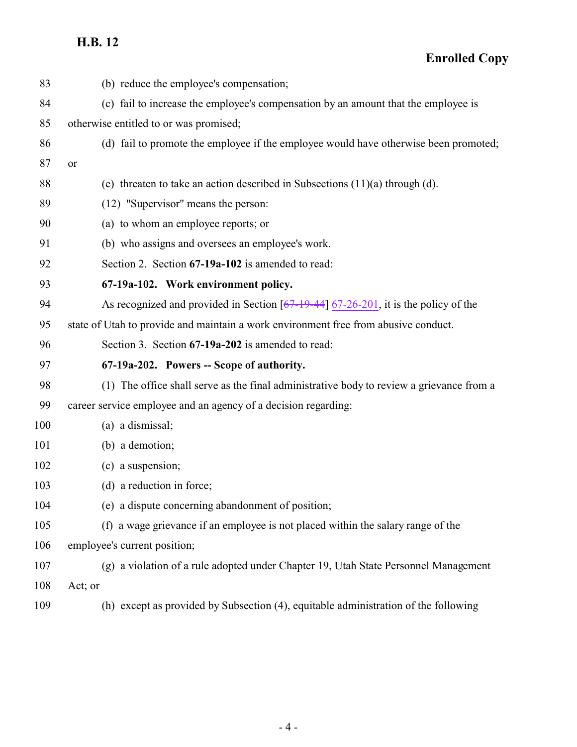(b) reduce the employee's compensation;

(c) fail to increase the employee's compensation by an amount that the employee is otherwise entitled to or was promised;

(d) fail to promote the employee if the employee would have otherwise been promoted; or

(e) threaten to take an action described in Subsections (11)(a) through (d).

(12) "Supervisor" means the person:

(a) to whom an employee reports; or

(b) who assigns and oversees an employee's work.

Section 2. Section **67-19a-102** is amended to read:

**67-19a-102. Work environment policy.**

As recognized and provided in Section [~~67-19-44~~] 67-26-201, it is the policy of the state of Utah to provide and maintain a work environment free from abusive conduct.

Section 3. Section **67-19a-202** is amended to read:

**67-19a-202. Powers -- Scope of authority.**

(1) The office shall serve as the final administrative body to review a grievance from a career service employee and an agency of a decision regarding:

(a) a dismissal;

(b) a demotion;

(c) a suspension;

(d) a reduction in force;

(e) a dispute concerning abandonment of position;

(f) a wage grievance if an employee is not placed within the salary range of the employee's current position;

(g) a violation of a rule adopted under Chapter 19, Utah State Personnel Management Act; or

(h) except as provided by Subsection (4), equitable administration of the following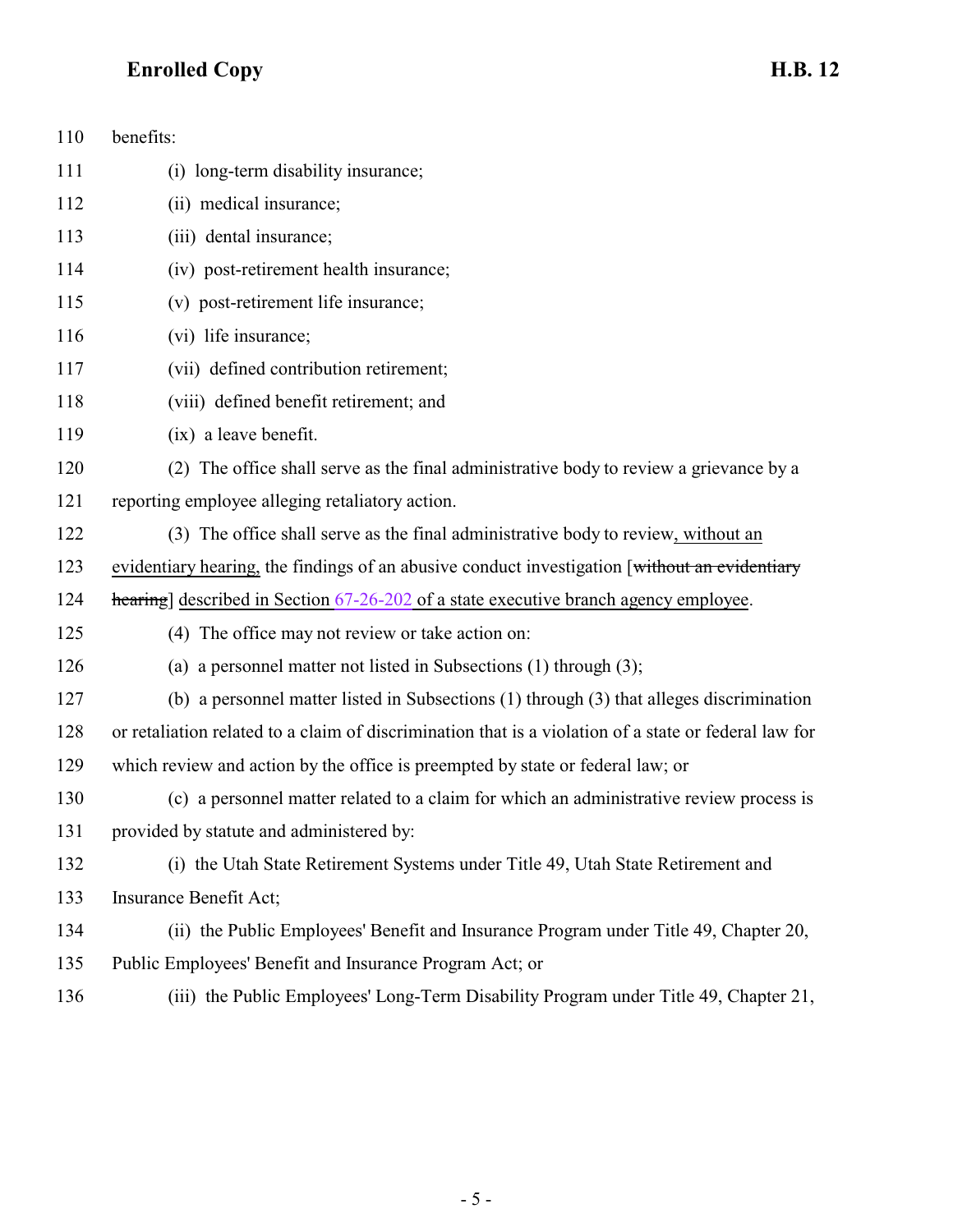110 benefits:

111 (i) long-term disability insurance;

112 (ii) medical insurance;

113 (iii) dental insurance;

114 (iv) post-retirement health insurance;

115 (v) post-retirement life insurance;

116 (vi) life insurance;

117 (vii) defined contribution retirement;

118 (viii) defined benefit retirement; and

119 (ix) a leave benefit.

120 (2) The office shall serve as the final administrative body to review a grievance by a

121 reporting employee alleging retaliatory action.

122 (3) The office shall serve as the final administrative body to review<u>, without an</u>

123 <u>evidentiary hearing,</u> the findings of an abusive conduct investigation [~~without an evidentiary~~

124 ~~hearing~~] <u>described in Section 67-26-202 of a state executive branch agency employee</u>.

125 (4) The office may not review or take action on:

126 (a) a personnel matter not listed in Subsections (1) through (3);

127 (b) a personnel matter listed in Subsections (1) through (3) that alleges discrimination

128 or retaliation related to a claim of discrimination that is a violation of a state or federal law for

129 which review and action by the office is preempted by state or federal law; or

130 (c) a personnel matter related to a claim for which an administrative review process is

131 provided by statute and administered by:

132 (i) the Utah State Retirement Systems under Title 49, Utah State Retirement and

133 Insurance Benefit Act;

134 (ii) the Public Employees' Benefit and Insurance Program under Title 49, Chapter 20,

135 Public Employees' Benefit and Insurance Program Act; or

136 (iii) the Public Employees' Long-Term Disability Program under Title 49, Chapter 21,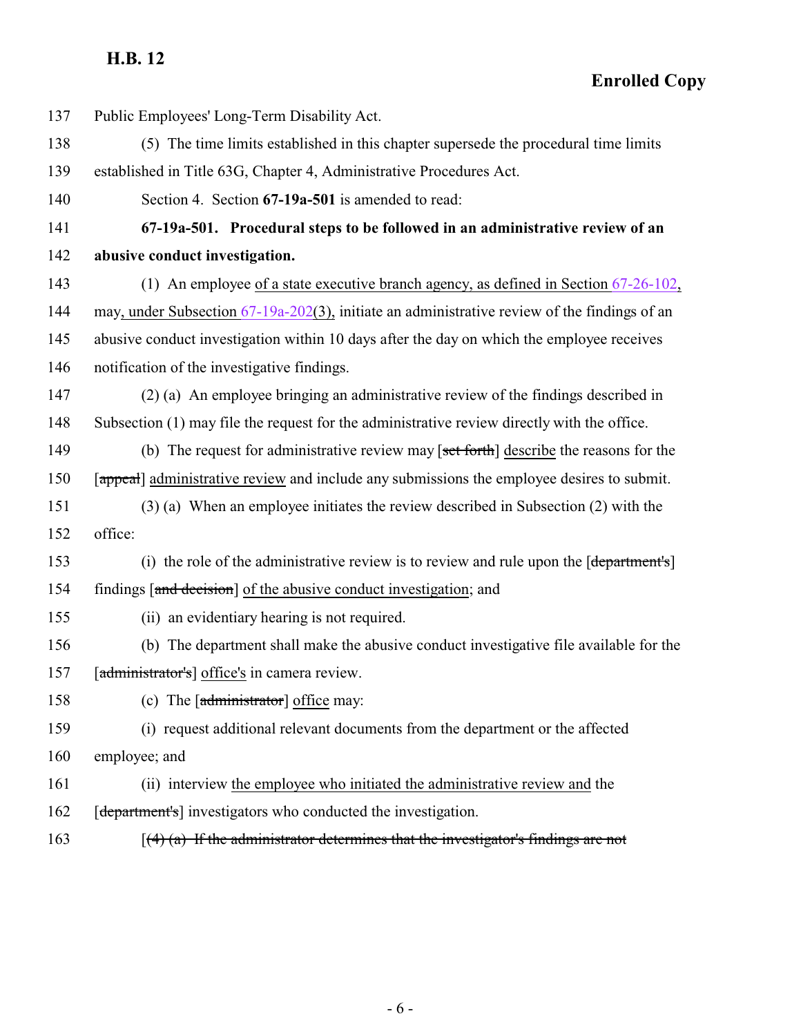Public Employees' Long-Term Disability Act.

(5) The time limits established in this chapter supersede the procedural time limits established in Title 63G, Chapter 4, Administrative Procedures Act.

Section 4. Section **67-19a-501** is amended to read:

**67-19a-501. Procedural steps to be followed in an administrative review of an abusive conduct investigation.**

(1) An employee of a state executive branch agency, as defined in Section 67-26-102, may, under Subsection 67-19a-202(3), initiate an administrative review of the findings of an abusive conduct investigation within 10 days after the day on which the employee receives notification of the investigative findings.

(2) (a) An employee bringing an administrative review of the findings described in Subsection (1) may file the request for the administrative review directly with the office.

(b) The request for administrative review may [~~set forth~~] describe the reasons for the [~~appeal~~] administrative review and include any submissions the employee desires to submit.

(3) (a) When an employee initiates the review described in Subsection (2) with the office:

(i) the role of the administrative review is to review and rule upon the [~~department's~~] findings [~~and decision~~] of the abusive conduct investigation; and

(ii) an evidentiary hearing is not required.

(b) The department shall make the abusive conduct investigative file available for the [~~administrator's~~] office's in camera review.

(c) The [~~administrator~~] office may:

(i) request additional relevant documents from the department or the affected employee; and

(ii) interview the employee who initiated the administrative review and the [~~department's~~] investigators who conducted the investigation.

[~~(4) (a) If the administrator determines that the investigator's findings are not~~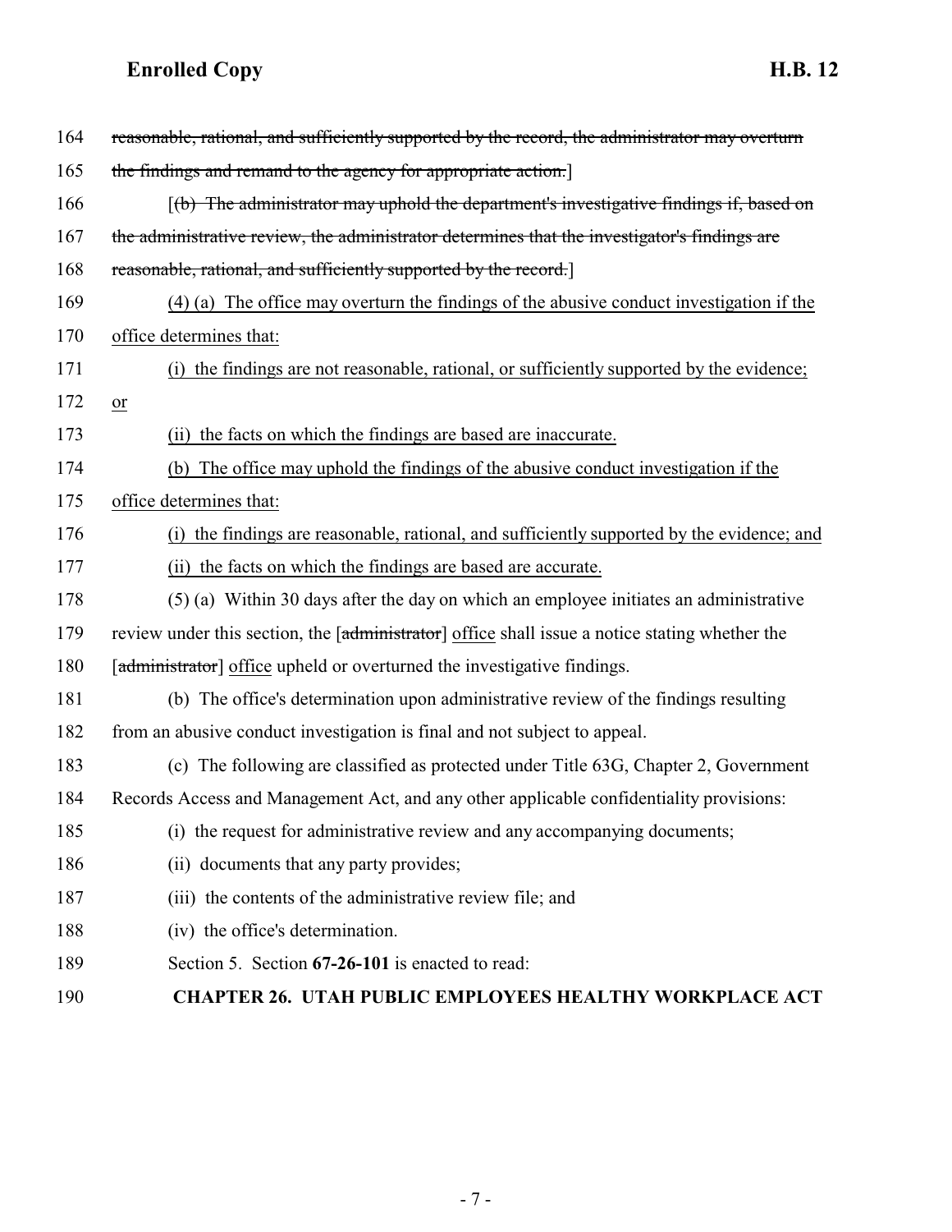164 ~~reasonable, rational, and sufficiently supported by the record, the administrator may overturn~~

165 ~~the findings and remand to the agency for appropriate action.~~]

166 [~~(b) The administrator may uphold the department's investigative findings if, based on~~

167 ~~the administrative review, the administrator determines that the investigator's findings are~~

168 ~~reasonable, rational, and sufficiently supported by the record.~~]

169 (4) (a) The office may overturn the findings of the abusive conduct investigation if the

170 office determines that:

171 (i) the findings are not reasonable, rational, or sufficiently supported by the evidence;

172 or

173 (ii) the facts on which the findings are based are inaccurate.

174 (b) The office may uphold the findings of the abusive conduct investigation if the

175 office determines that:

176 (i) the findings are reasonable, rational, and sufficiently supported by the evidence; and

177 (ii) the facts on which the findings are based are accurate.

178 (5) (a) Within 30 days after the day on which an employee initiates an administrative

179 review under this section, the [~~administrator~~] office shall issue a notice stating whether the

180 [~~administrator~~] office upheld or overturned the investigative findings.

181 (b) The office's determination upon administrative review of the findings resulting

182 from an abusive conduct investigation is final and not subject to appeal.

183 (c) The following are classified as protected under Title 63G, Chapter 2, Government

184 Records Access and Management Act, and any other applicable confidentiality provisions:

185 (i) the request for administrative review and any accompanying documents;

186 (ii) documents that any party provides;

187 (iii) the contents of the administrative review file; and

188 (iv) the office's determination.

189 Section 5. Section **67-26-101** is enacted to read:

190 **CHAPTER 26. UTAH PUBLIC EMPLOYEES HEALTHY WORKPLACE ACT**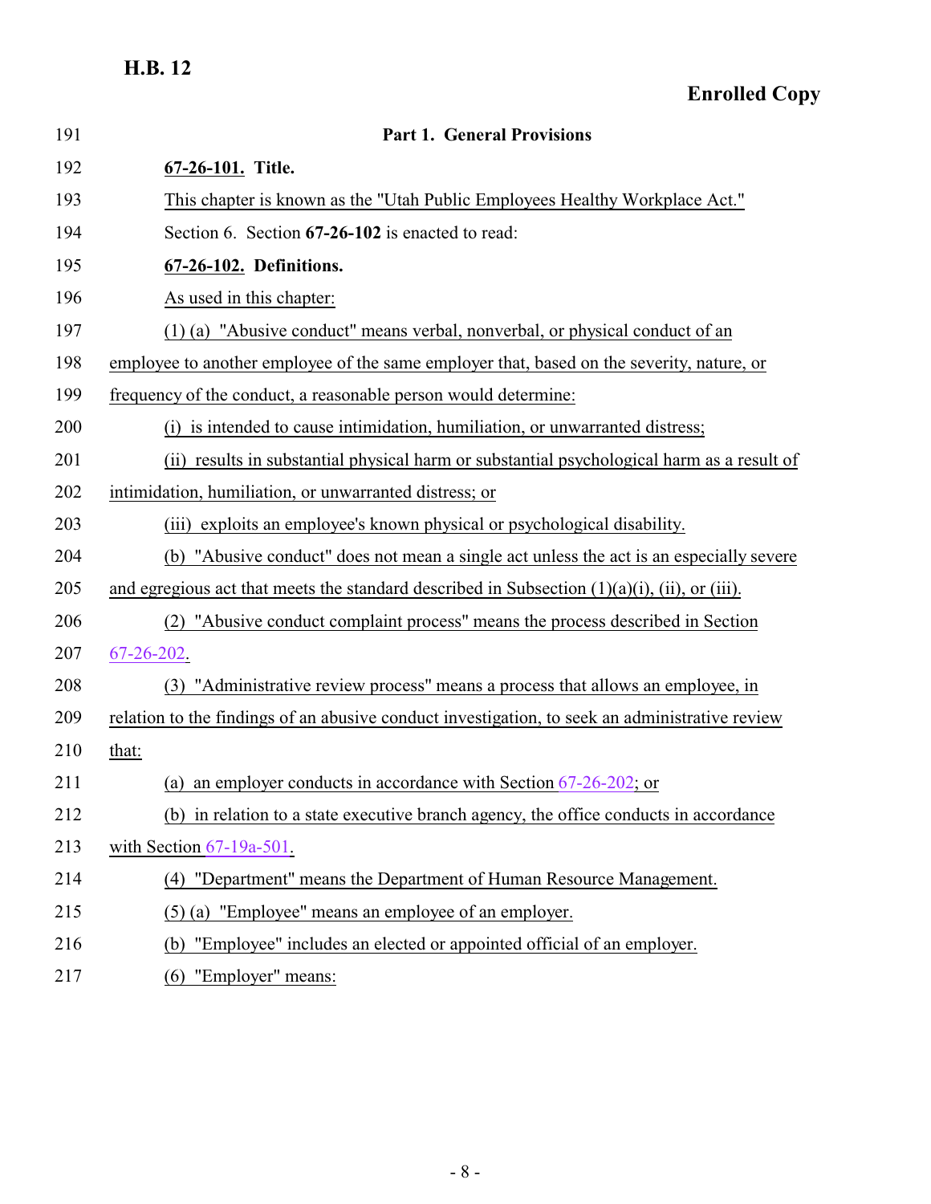## Part 1. General Provisions

**67-26-101. Title.**

This chapter is known as the "Utah Public Employees Healthy Workplace Act."

Section 6. Section **67-26-102** is enacted to read:

**67-26-102. Definitions.**

As used in this chapter:

(1) (a) "Abusive conduct" means verbal, nonverbal, or physical conduct of an employee to another employee of the same employer that, based on the severity, nature, or frequency of the conduct, a reasonable person would determine:

(i) is intended to cause intimidation, humiliation, or unwarranted distress;

(ii) results in substantial physical harm or substantial psychological harm as a result of intimidation, humiliation, or unwarranted distress; or

(iii) exploits an employee's known physical or psychological disability.

(b) "Abusive conduct" does not mean a single act unless the act is an especially severe and egregious act that meets the standard described in Subsection (1)(a)(i), (ii), or (iii).

(2) "Abusive conduct complaint process" means the process described in Section 67-26-202.

(3) "Administrative review process" means a process that allows an employee, in relation to the findings of an abusive conduct investigation, to seek an administrative review that:

(a) an employer conducts in accordance with Section 67-26-202; or

(b) in relation to a state executive branch agency, the office conducts in accordance with Section 67-19a-501.

(4) "Department" means the Department of Human Resource Management.

(5) (a) "Employee" means an employee of an employer.

(b) "Employee" includes an elected or appointed official of an employer.

(6) "Employer" means: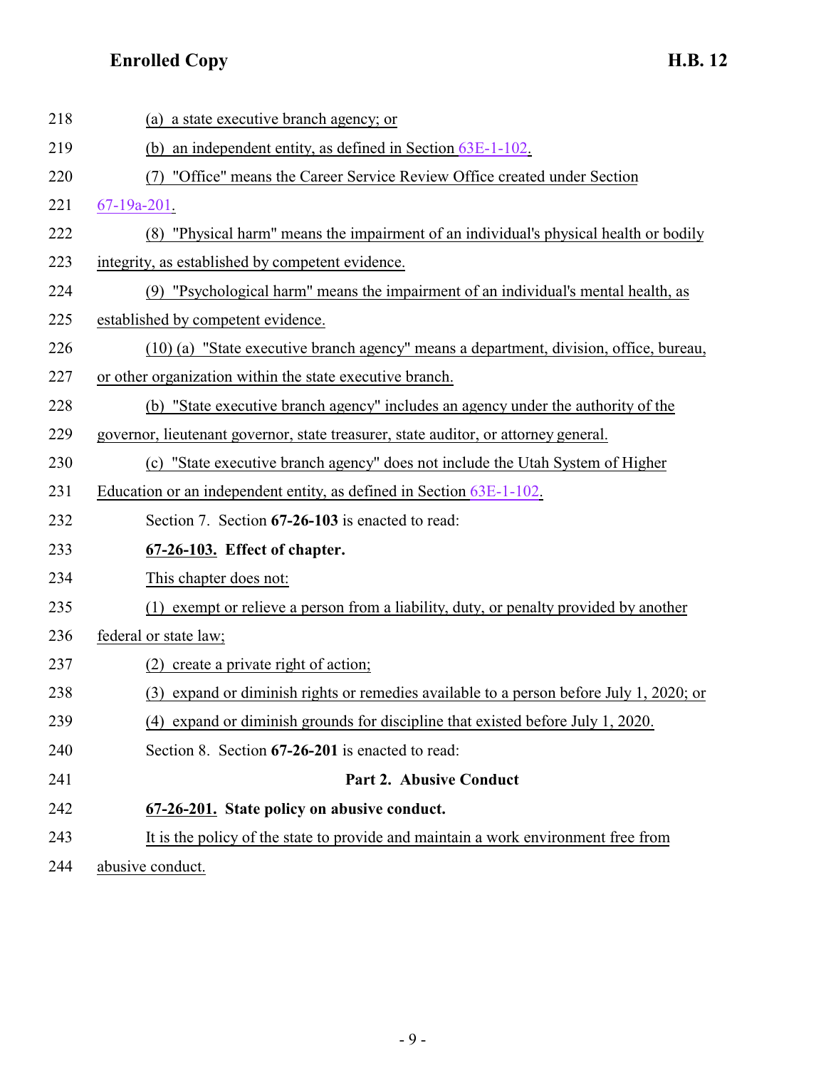(a) a state executive branch agency; or

(b) an independent entity, as defined in Section 63E-1-102.

(7) "Office" means the Career Service Review Office created under Section 67-19a-201.

(8) "Physical harm" means the impairment of an individual's physical health or bodily integrity, as established by competent evidence.

(9) "Psychological harm" means the impairment of an individual's mental health, as established by competent evidence.

(10) (a) "State executive branch agency" means a department, division, office, bureau, or other organization within the state executive branch.

(b) "State executive branch agency" includes an agency under the authority of the governor, lieutenant governor, state treasurer, state auditor, or attorney general.

(c) "State executive branch agency" does not include the Utah System of Higher Education or an independent entity, as defined in Section 63E-1-102.

Section 7. Section **67-26-103** is enacted to read:

**67-26-103. Effect of chapter.**

This chapter does not:

(1) exempt or relieve a person from a liability, duty, or penalty provided by another federal or state law;

(2) create a private right of action;

(3) expand or diminish rights or remedies available to a person before July 1, 2020; or

(4) expand or diminish grounds for discipline that existed before July 1, 2020.

Section 8. Section **67-26-201** is enacted to read:

## Part 2. Abusive Conduct

**67-26-201. State policy on abusive conduct.**

It is the policy of the state to provide and maintain a work environment free from abusive conduct.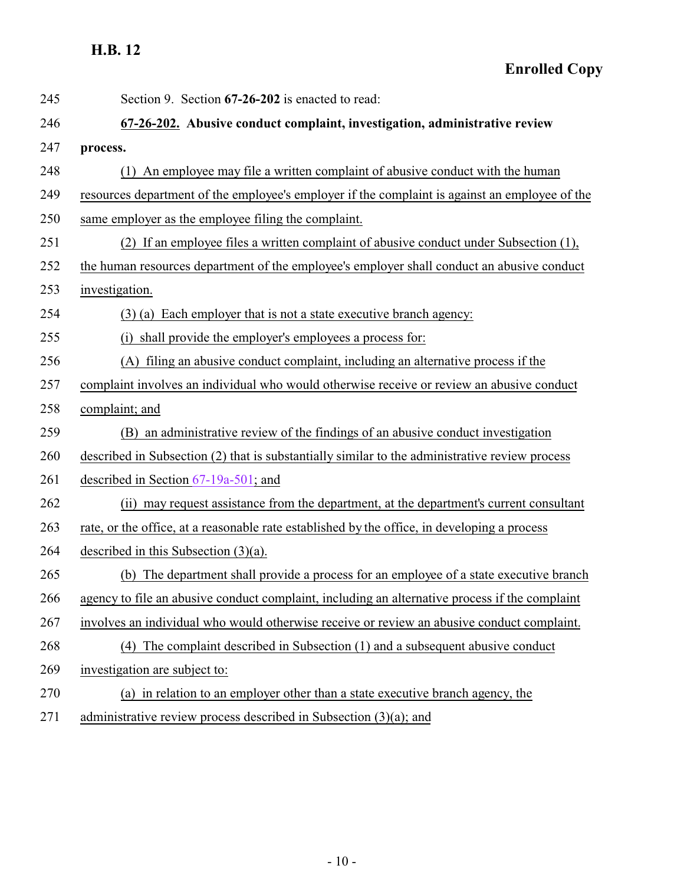Section 9. Section **67-26-202** is enacted to read:

**67-26-202. Abusive conduct complaint, investigation, administrative review process.**

(1) An employee may file a written complaint of abusive conduct with the human resources department of the employee's employer if the complaint is against an employee of the same employer as the employee filing the complaint.

(2) If an employee files a written complaint of abusive conduct under Subsection (1), the human resources department of the employee's employer shall conduct an abusive conduct investigation.

(3) (a) Each employer that is not a state executive branch agency:

(i) shall provide the employer's employees a process for:

(A) filing an abusive conduct complaint, including an alternative process if the complaint involves an individual who would otherwise receive or review an abusive conduct complaint; and

(B) an administrative review of the findings of an abusive conduct investigation described in Subsection (2) that is substantially similar to the administrative review process described in Section 67-19a-501; and

(ii) may request assistance from the department, at the department's current consultant rate, or the office, at a reasonable rate established by the office, in developing a process described in this Subsection (3)(a).

(b) The department shall provide a process for an employee of a state executive branch agency to file an abusive conduct complaint, including an alternative process if the complaint involves an individual who would otherwise receive or review an abusive conduct complaint.

(4) The complaint described in Subsection (1) and a subsequent abusive conduct investigation are subject to:

(a) in relation to an employer other than a state executive branch agency, the administrative review process described in Subsection (3)(a); and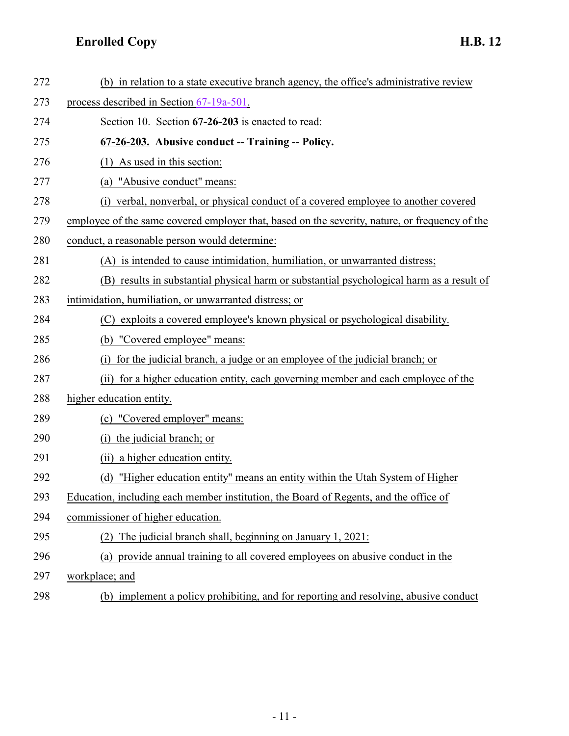(b) in relation to a state executive branch agency, the office's administrative review process described in Section 67-19a-501.

Section 10. Section **67-26-203** is enacted to read:

**67-26-203. Abusive conduct -- Training -- Policy.**

(1) As used in this section:

(a) "Abusive conduct" means:

(i) verbal, nonverbal, or physical conduct of a covered employee to another covered employee of the same covered employer that, based on the severity, nature, or frequency of the conduct, a reasonable person would determine:

(A) is intended to cause intimidation, humiliation, or unwarranted distress;

(B) results in substantial physical harm or substantial psychological harm as a result of intimidation, humiliation, or unwarranted distress; or

(C) exploits a covered employee's known physical or psychological disability.

(b) "Covered employee" means:

(i) for the judicial branch, a judge or an employee of the judicial branch; or

(ii) for a higher education entity, each governing member and each employee of the higher education entity.

(c) "Covered employer" means:

(i) the judicial branch; or

(ii) a higher education entity.

(d) "Higher education entity" means an entity within the Utah System of Higher Education, including each member institution, the Board of Regents, and the office of commissioner of higher education.

(2) The judicial branch shall, beginning on January 1, 2021:

(a) provide annual training to all covered employees on abusive conduct in the workplace; and

(b) implement a policy prohibiting, and for reporting and resolving, abusive conduct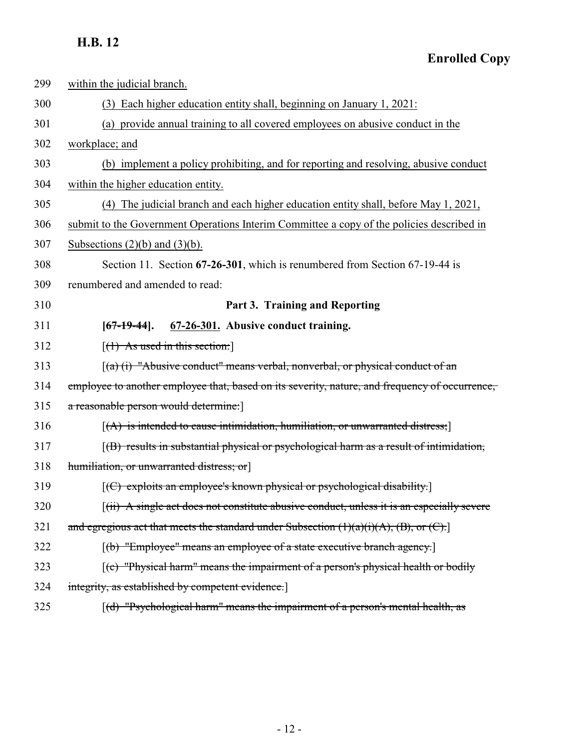within the judicial branch.

(3) Each higher education entity shall, beginning on January 1, 2021:

(a) provide annual training to all covered employees on abusive conduct in the workplace; and

(b) implement a policy prohibiting, and for reporting and resolving, abusive conduct within the higher education entity.

(4) The judicial branch and each higher education entity shall, before May 1, 2021, submit to the Government Operations Interim Committee a copy of the policies described in Subsections (2)(b) and (3)(b).

Section 11. Section **67-26-301**, which is renumbered from Section 67-19-44 is renumbered and amended to read:

**Part 3. Training and Reporting**

**[~~67-19-44~~]. 67-26-301. Abusive conduct training.**

[~~(1) As used in this section:~~]

[~~(a) (i) "Abusive conduct" means verbal, nonverbal, or physical conduct of an employee to another employee that, based on its severity, nature, and frequency of occurrence, a reasonable person would determine:~~]

[~~(A) is intended to cause intimidation, humiliation, or unwarranted distress;~~]

[~~(B) results in substantial physical or psychological harm as a result of intimidation, humiliation, or unwarranted distress; or~~]

[~~(C) exploits an employee's known physical or psychological disability.~~]

[~~(ii) A single act does not constitute abusive conduct, unless it is an especially severe and egregious act that meets the standard under Subsection (1)(a)(i)(A), (B), or (C).~~]

[~~(b) "Employee" means an employee of a state executive branch agency.~~]

[~~(c) "Physical harm" means the impairment of a person's physical health or bodily integrity, as established by competent evidence.~~]

[~~(d) "Psychological harm" means the impairment of a person's mental health, as~~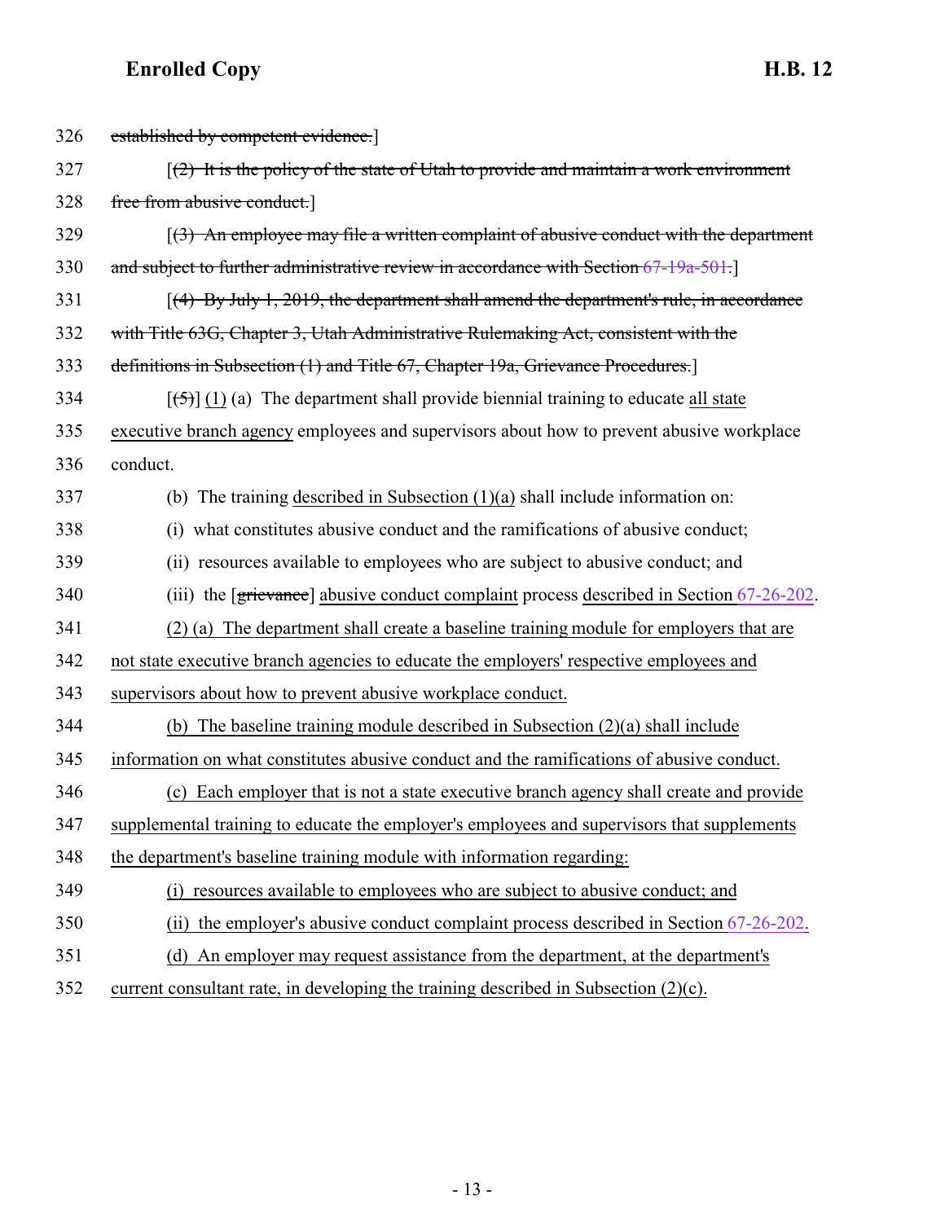326 ~~established by competent evidence.~~]

327 [~~(2) It is the policy of the state of Utah to provide and maintain a work environment~~

328 ~~free from abusive conduct.~~]

329 [~~(3) An employee may file a written complaint of abusive conduct with the department~~

330 ~~and subject to further administrative review in accordance with Section 67-19a-501.~~]

331 [~~(4) By July 1, 2019, the department shall amend the department's rule, in accordance~~

332 ~~with Title 63G, Chapter 3, Utah Administrative Rulemaking Act, consistent with the~~

333 ~~definitions in Subsection (1) and Title 67, Chapter 19a, Grievance Procedures.~~]

334 [~~(5)~~] <u>(1)</u> (a) The department shall provide biennial training to educate <u>all state</u>

335 <u>executive branch agency</u> employees and supervisors about how to prevent abusive workplace

336 conduct.

337 (b) The training <u>described in Subsection (1)(a)</u> shall include information on:

338 (i) what constitutes abusive conduct and the ramifications of abusive conduct;

339 (ii) resources available to employees who are subject to abusive conduct; and

340 (iii) the [~~grievance~~] <u>abusive conduct complaint</u> process <u>described in Section 67-26-202</u>.

341 <u>(2) (a) The department shall create a baseline training module for employers that are</u>

342 <u>not state executive branch agencies to educate the employers' respective employees and</u>

343 <u>supervisors about how to prevent abusive workplace conduct.</u>

344 <u>(b) The baseline training module described in Subsection (2)(a) shall include</u>

345 <u>information on what constitutes abusive conduct and the ramifications of abusive conduct.</u>

346 <u>(c) Each employer that is not a state executive branch agency shall create and provide</u>

347 <u>supplemental training to educate the employer's employees and supervisors that supplements</u>

348 <u>the department's baseline training module with information regarding:</u>

349 <u>(i) resources available to employees who are subject to abusive conduct; and</u>

350 <u>(ii) the employer's abusive conduct complaint process described in Section 67-26-202.</u>

351 <u>(d) An employer may request assistance from the department, at the department's</u>

352 <u>current consultant rate, in developing the training described in Subsection (2)(c).</u>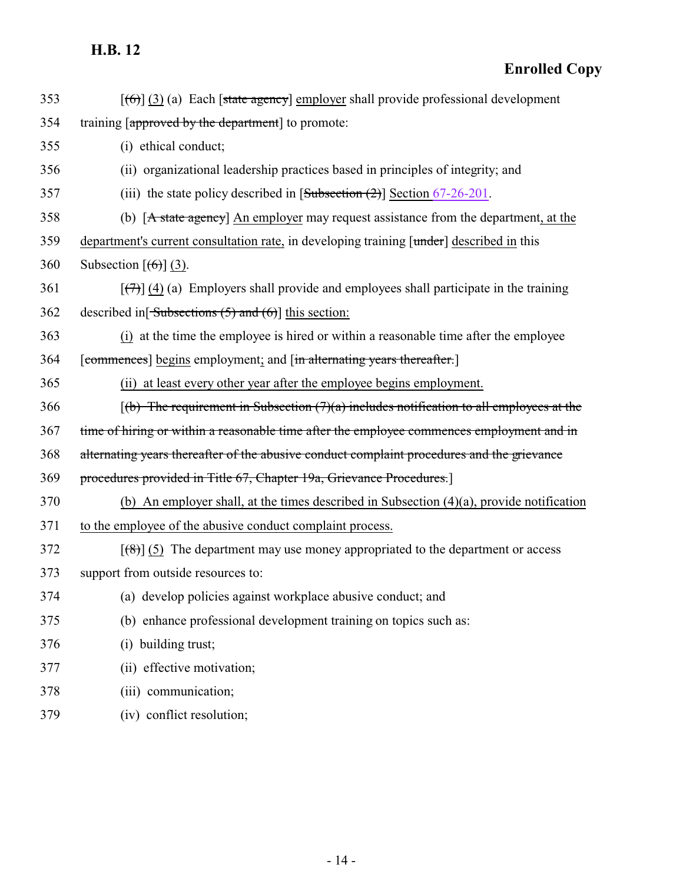353 [~~(6)~~] <u>(3)</u> (a) Each [~~state agency~~] <u>employer</u> shall provide professional development
354 training [~~approved by the department~~] to promote:
355 (i) ethical conduct;
356 (ii) organizational leadership practices based in principles of integrity; and
357 (iii) the state policy described in [~~Subsection (2)~~] <u>Section 67-26-201</u>.
358 (b) [~~A state agency~~] <u>An employer</u> may request assistance from the department<u>, at the</u>
359 <u>department's current consultation rate,</u> in developing training [~~under~~] <u>described in</u> this
360 Subsection [~~(6)~~] <u>(3)</u>.
361 [~~(7)~~] <u>(4)</u> (a) Employers shall provide and employees shall participate in the training
362 described in[~~ Subsections (5) and (6)~~] <u>this section:</u>
363 <u>(i)</u> at the time the employee is hired or within a reasonable time after the employee
364 [~~commences~~] <u>begins</u> employment<u>;</u> and [~~in alternating years thereafter.~~]
365 <u>(ii) at least every other year after the employee begins employment.</u>
366 [~~(b) The requirement in Subsection (7)(a) includes notification to all employees at the~~
367 ~~time of hiring or within a reasonable time after the employee commences employment and in~~
368 ~~alternating years thereafter of the abusive conduct complaint procedures and the grievance~~
369 ~~procedures provided in Title 67, Chapter 19a, Grievance Procedures.~~]
370 <u>(b) An employer shall, at the times described in Subsection (4)(a), provide notification</u>
371 <u>to the employee of the abusive conduct complaint process.</u>
372 [~~(8)~~] <u>(5)</u> The department may use money appropriated to the department or access
373 support from outside resources to:
374 (a) develop policies against workplace abusive conduct; and
375 (b) enhance professional development training on topics such as:
376 (i) building trust;
377 (ii) effective motivation;
378 (iii) communication;
379 (iv) conflict resolution;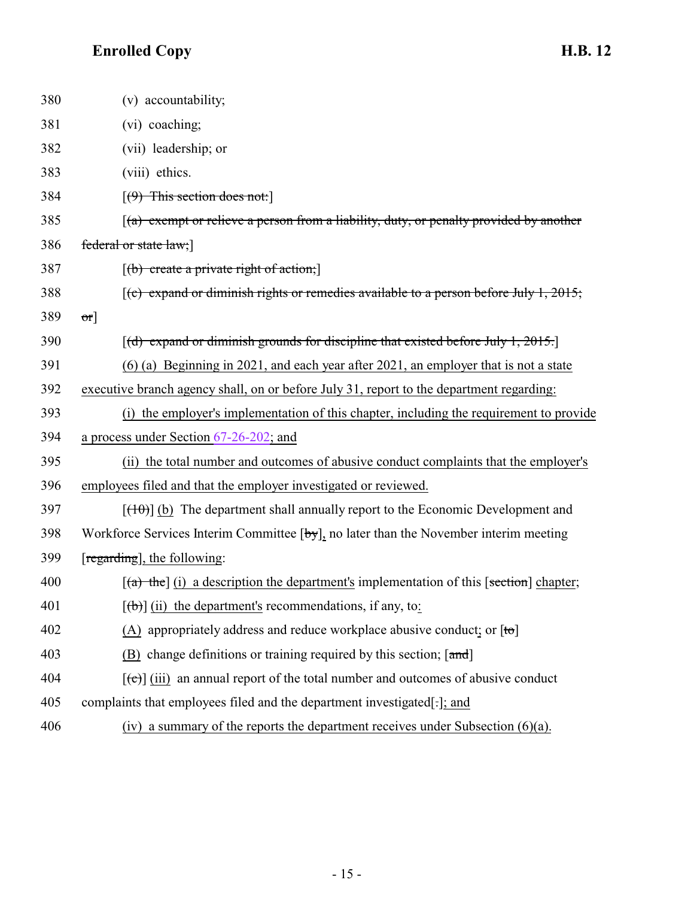380 (v) accountability;

381 (vi) coaching;

382 (vii) leadership; or

383 (viii) ethics.

384 [(9) This section does not:]

385 [(a) exempt or relieve a person from a liability, duty, or penalty provided by another

386 federal or state law;]

387 [(b) create a private right of action;]

388 [(c) expand or diminish rights or remedies available to a person before July 1, 2015;

389 or]

390 [(d) expand or diminish grounds for discipline that existed before July 1, 2015.]

391 (6) (a) Beginning in 2021, and each year after 2021, an employer that is not a state

392 executive branch agency shall, on or before July 31, report to the department regarding:

393 (i) the employer's implementation of this chapter, including the requirement to provide

394 a process under Section 67-26-202; and

395 (ii) the total number and outcomes of abusive conduct complaints that the employer's

396 employees filed and that the employer investigated or reviewed.

397 [(10)] (b) The department shall annually report to the Economic Development and

398 Workforce Services Interim Committee [by], no later than the November interim meeting

399 [regarding], the following:

400 [(a) the] (i) a description the department's implementation of this [section] chapter;

401 [(b)] (ii) the department's recommendations, if any, to:

402 (A) appropriately address and reduce workplace abusive conduct; or [to]

403 (B) change definitions or training required by this section; [and]

404 [(c)] (iii) an annual report of the total number and outcomes of abusive conduct

405 complaints that employees filed and the department investigated[.]; and

406 (iv) a summary of the reports the department receives under Subsection (6)(a).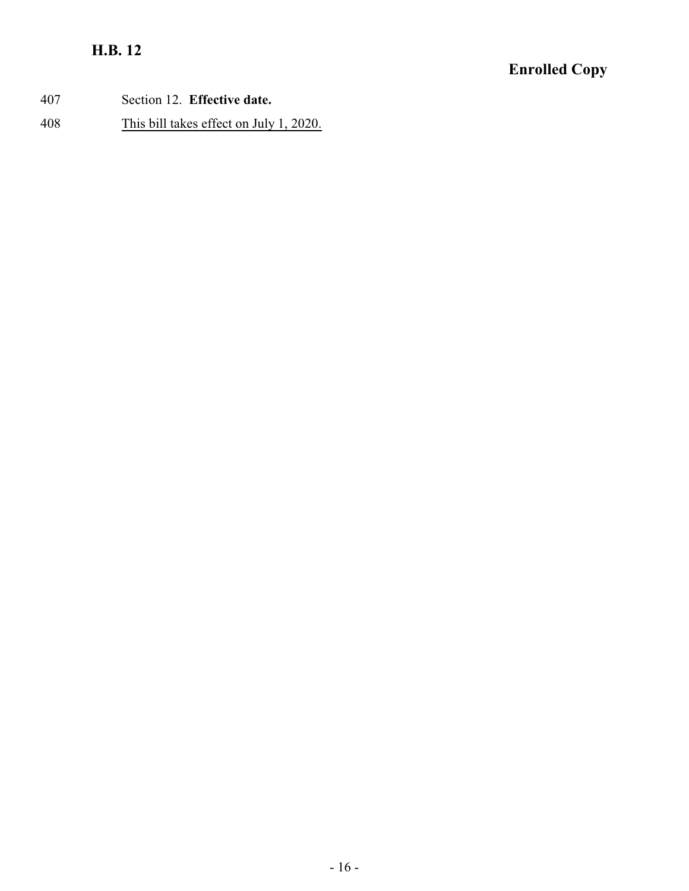Section 12. **Effective date.**

This bill takes effect on July 1, 2020.